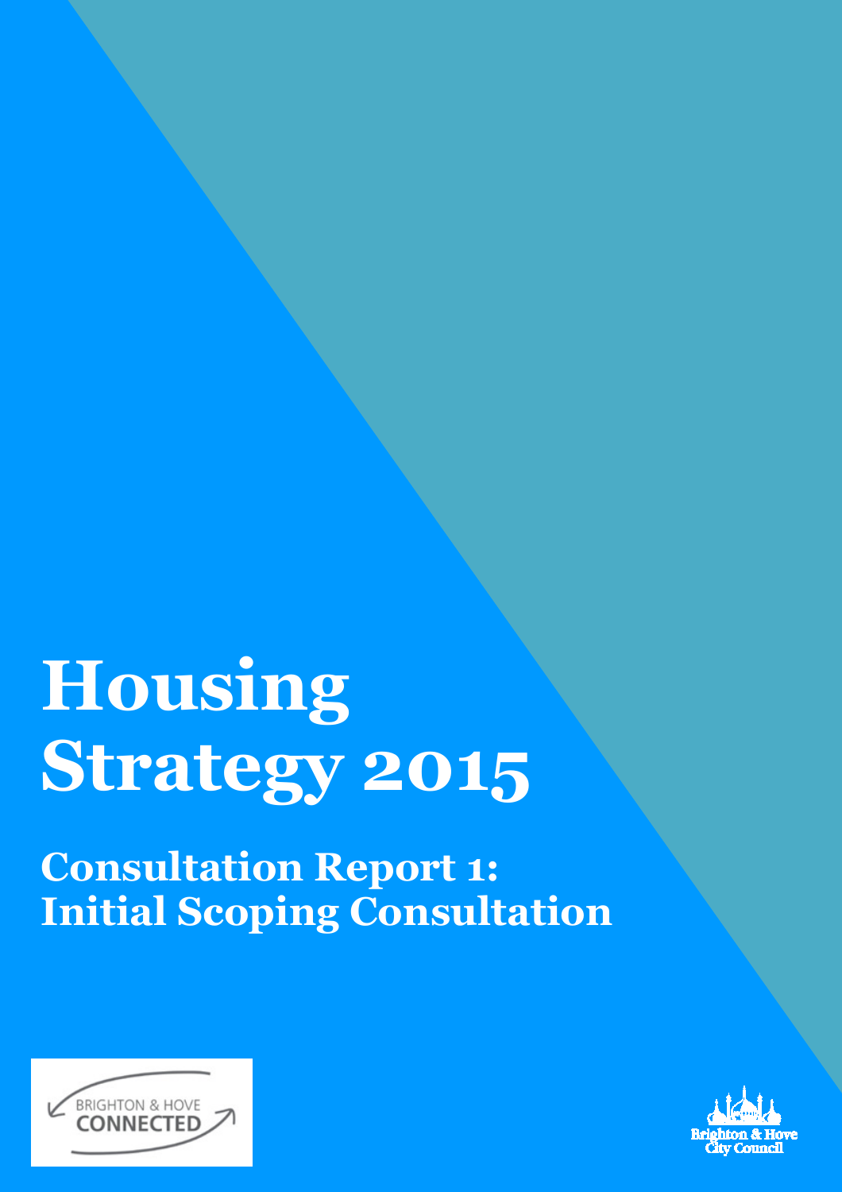# Housing Strategy 2015

## Consultation Report 1: Initial Scoping Consultation

BRIGHTON & HOVE CONNECTED

Brighton & Hove City Council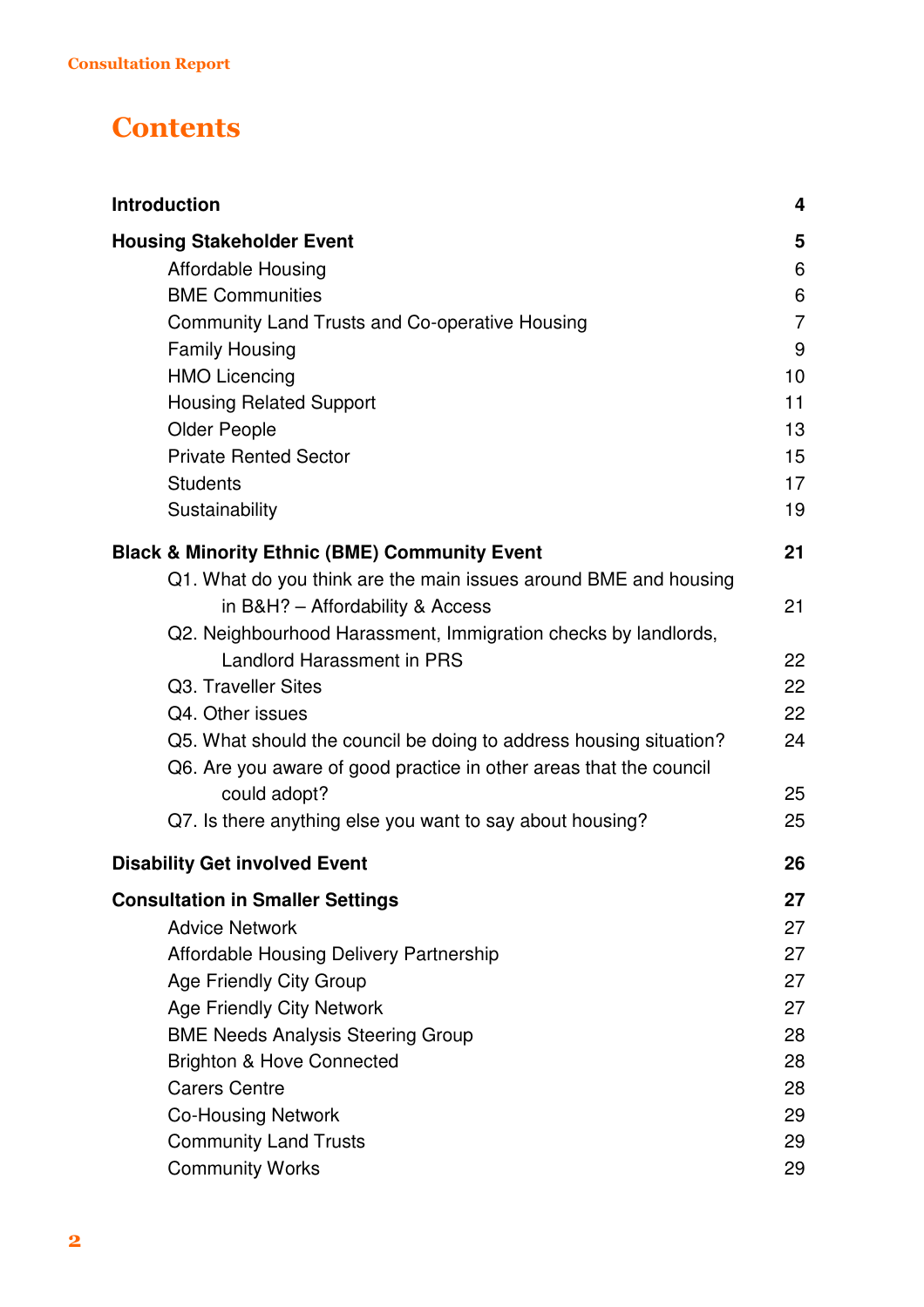# Contents

| | |
|---|---|
| **Introduction** | **4** |
| **Housing Stakeholder Event** | **5** |
| Affordable Housing | 6 |
| BME Communities | 6 |
| Community Land Trusts and Co-operative Housing | 7 |
| Family Housing | 9 |
| HMO Licencing | 10 |
| Housing Related Support | 11 |
| Older People | 13 |
| Private Rented Sector | 15 |
| Students | 17 |
| Sustainability | 19 |
| **Black & Minority Ethnic (BME) Community Event** | **21** |
| Q1. What do you think are the main issues around BME and housing in B&H? – Affordability & Access | 21 |
| Q2. Neighbourhood Harassment, Immigration checks by landlords, Landlord Harassment in PRS | 22 |
| Q3. Traveller Sites | 22 |
| Q4. Other issues | 22 |
| Q5. What should the council be doing to address housing situation? | 24 |
| Q6. Are you aware of good practice in other areas that the council could adopt? | 25 |
| Q7. Is there anything else you want to say about housing? | 25 |
| **Disability Get involved Event** | **26** |
| **Consultation in Smaller Settings** | **27** |
| Advice Network | 27 |
| Affordable Housing Delivery Partnership | 27 |
| Age Friendly City Group | 27 |
| Age Friendly City Network | 27 |
| BME Needs Analysis Steering Group | 28 |
| Brighton & Hove Connected | 28 |
| Carers Centre | 28 |
| Co-Housing Network | 29 |
| Community Land Trusts | 29 |
| Community Works | 29 |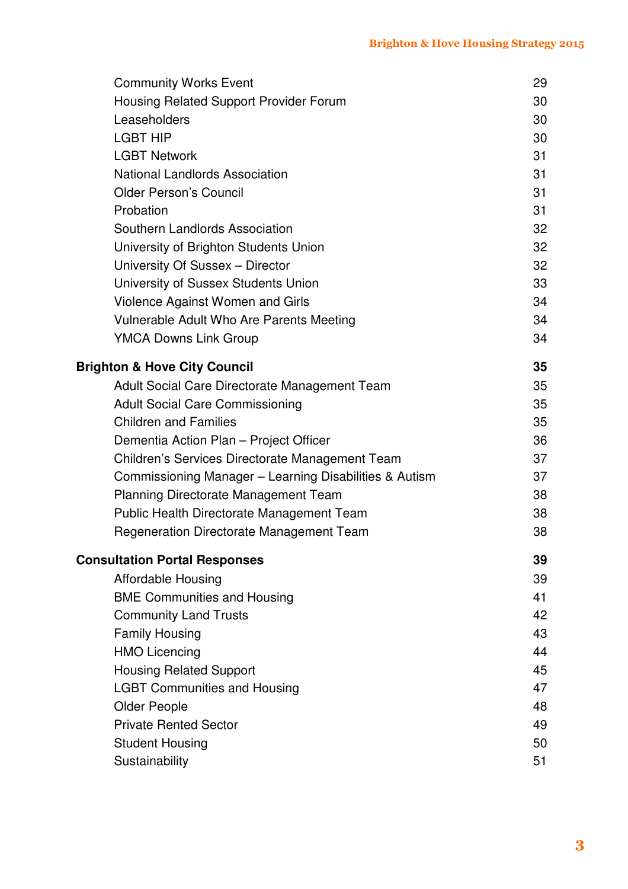| | |
|---|---|
| Community Works Event | 29 |
| Housing Related Support Provider Forum | 30 |
| Leaseholders | 30 |
| LGBT HIP | 30 |
| LGBT Network | 31 |
| National Landlords Association | 31 |
| Older Person's Council | 31 |
| Probation | 31 |
| Southern Landlords Association | 32 |
| University of Brighton Students Union | 32 |
| University Of Sussex – Director | 32 |
| University of Sussex Students Union | 33 |
| Violence Against Women and Girls | 34 |
| Vulnerable Adult Who Are Parents Meeting | 34 |
| YMCA Downs Link Group | 34 |
| **Brighton & Hove City Council** | **35** |
| Adult Social Care Directorate Management Team | 35 |
| Adult Social Care Commissioning | 35 |
| Children and Families | 35 |
| Dementia Action Plan – Project Officer | 36 |
| Children's Services Directorate Management Team | 37 |
| Commissioning Manager – Learning Disabilities & Autism | 37 |
| Planning Directorate Management Team | 38 |
| Public Health Directorate Management Team | 38 |
| Regeneration Directorate Management Team | 38 |
| **Consultation Portal Responses** | **39** |
| Affordable Housing | 39 |
| BME Communities and Housing | 41 |
| Community Land Trusts | 42 |
| Family Housing | 43 |
| HMO Licencing | 44 |
| Housing Related Support | 45 |
| LGBT Communities and Housing | 47 |
| Older People | 48 |
| Private Rented Sector | 49 |
| Student Housing | 50 |
| Sustainability | 51 |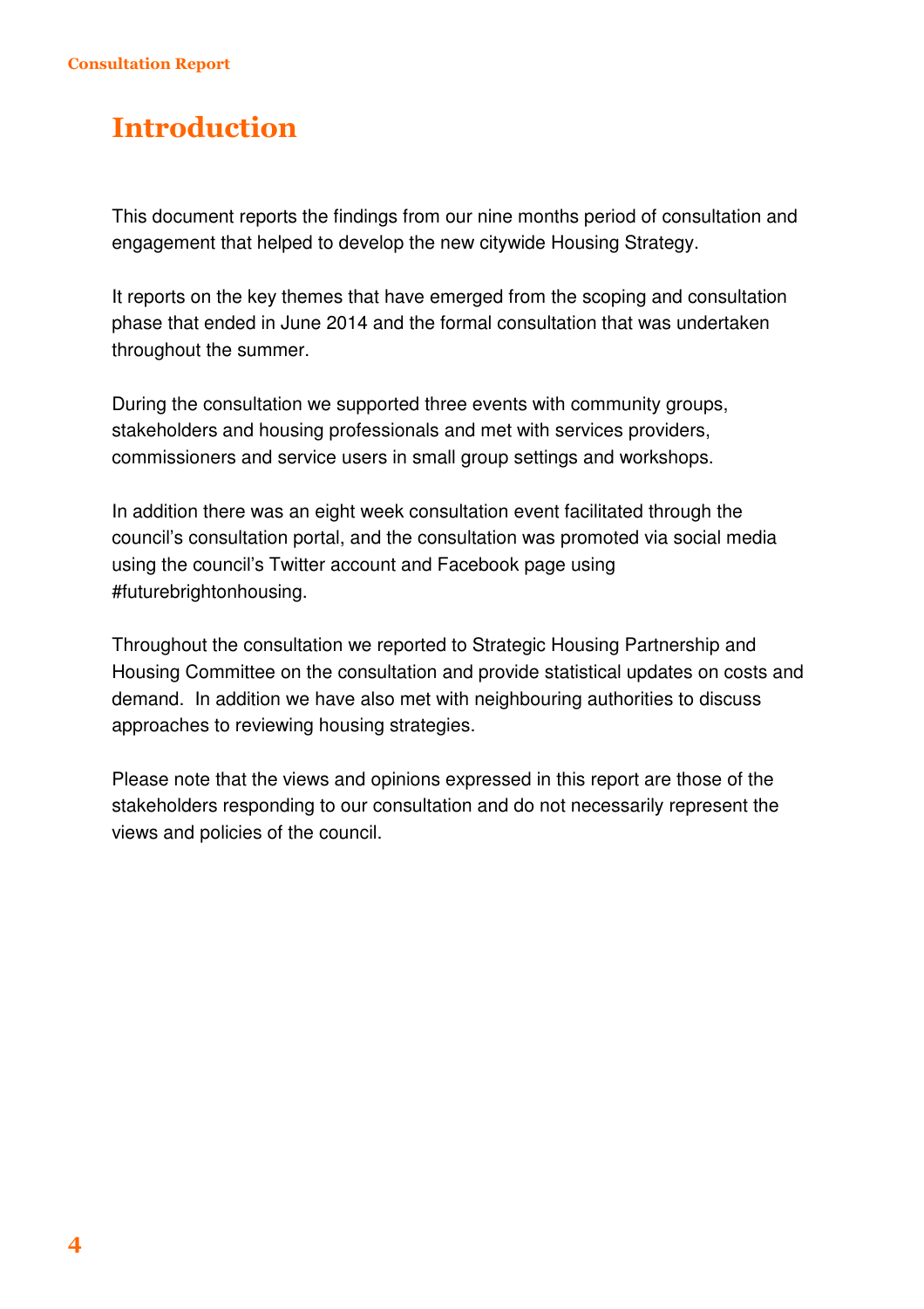# Introduction

This document reports the findings from our nine months period of consultation and engagement that helped to develop the new citywide Housing Strategy.

It reports on the key themes that have emerged from the scoping and consultation phase that ended in June 2014 and the formal consultation that was undertaken throughout the summer.

During the consultation we supported three events with community groups, stakeholders and housing professionals and met with services providers, commissioners and service users in small group settings and workshops.

In addition there was an eight week consultation event facilitated through the council's consultation portal, and the consultation was promoted via social media using the council's Twitter account and Facebook page using #futurebrightonhousing.

Throughout the consultation we reported to Strategic Housing Partnership and Housing Committee on the consultation and provide statistical updates on costs and demand. In addition we have also met with neighbouring authorities to discuss approaches to reviewing housing strategies.

Please note that the views and opinions expressed in this report are those of the stakeholders responding to our consultation and do not necessarily represent the views and policies of the council.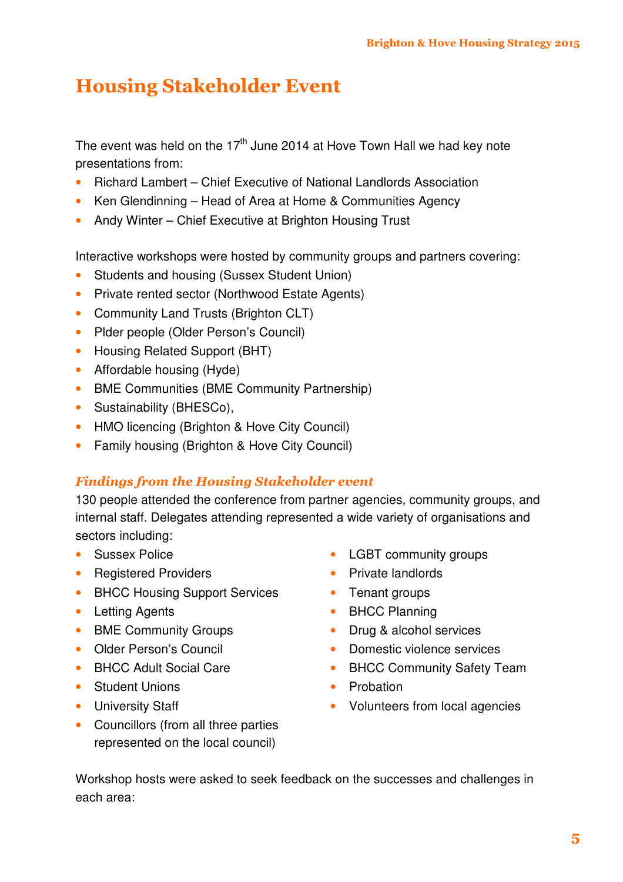# Housing Stakeholder Event

The event was held on the 17th June 2014 at Hove Town Hall we had key note presentations from:

- Richard Lambert – Chief Executive of National Landlords Association
- Ken Glendinning – Head of Area at Home & Communities Agency
- Andy Winter – Chief Executive at Brighton Housing Trust

Interactive workshops were hosted by community groups and partners covering:

- Students and housing (Sussex Student Union)
- Private rented sector (Northwood Estate Agents)
- Community Land Trusts (Brighton CLT)
- Plder people (Older Person's Council)
- Housing Related Support (BHT)
- Affordable housing (Hyde)
- BME Communities (BME Community Partnership)
- Sustainability (BHESCo),
- HMO licencing (Brighton & Hove City Council)
- Family housing (Brighton & Hove City Council)

### *Findings from the Housing Stakeholder event*

130 people attended the conference from partner agencies, community groups, and internal staff. Delegates attending represented a wide variety of organisations and sectors including:

- Sussex Police
- Registered Providers
- BHCC Housing Support Services
- Letting Agents
- BME Community Groups
- Older Person's Council
- BHCC Adult Social Care
- Student Unions
- University Staff
- Councillors (from all three parties represented on the local council)
- LGBT community groups
- Private landlords
- Tenant groups
- BHCC Planning
- Drug & alcohol services
- Domestic violence services
- BHCC Community Safety Team
- Probation
- Volunteers from local agencies

Workshop hosts were asked to seek feedback on the successes and challenges in each area: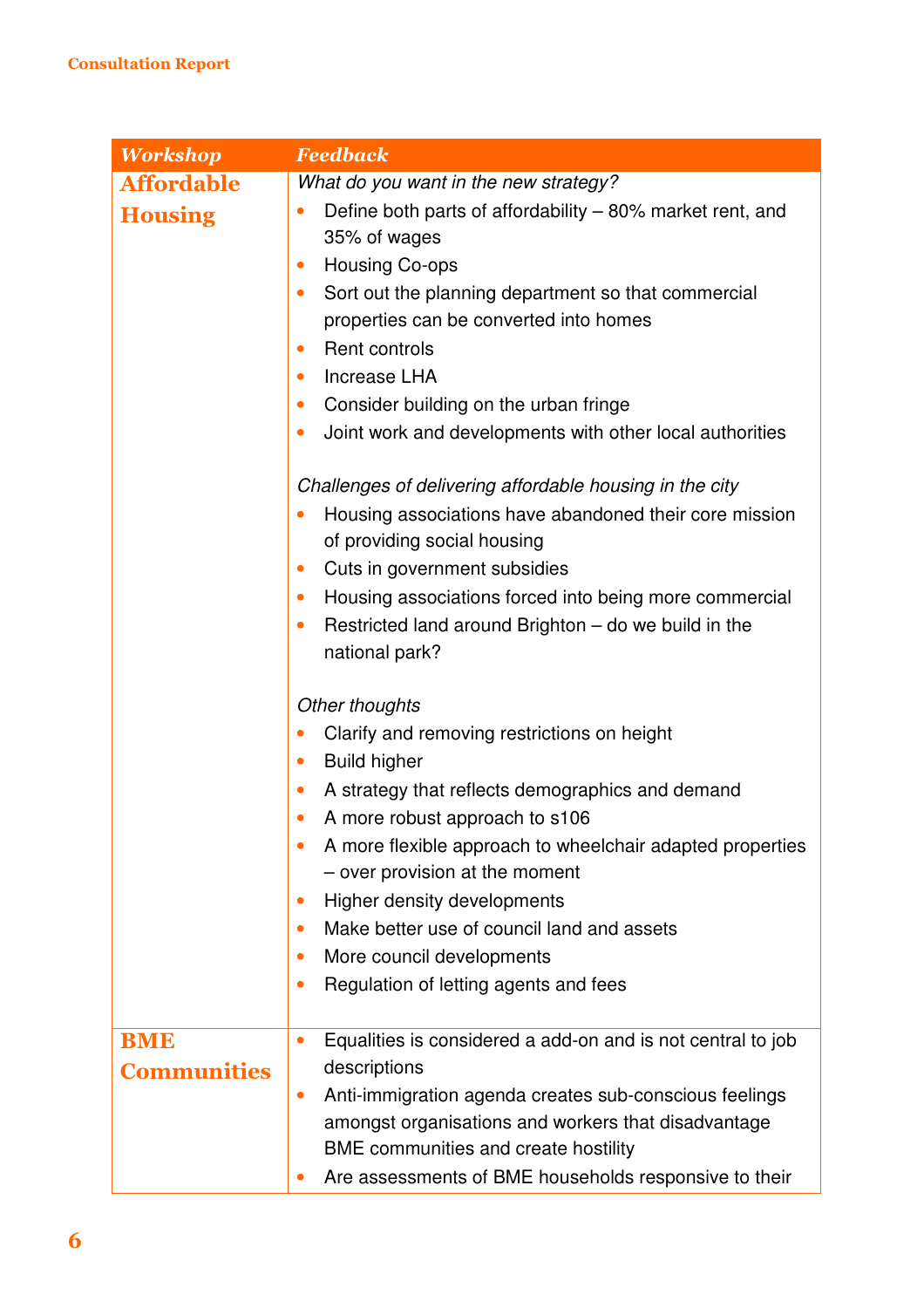| Workshop | Feedback |
|---|---|
| **Affordable Housing** | *What do you want in the new strategy?*<br>• Define both parts of affordability – 80% market rent, and 35% of wages<br>• Housing Co-ops<br>• Sort out the planning department so that commercial properties can be converted into homes<br>• Rent controls<br>• Increase LHA<br>• Consider building on the urban fringe<br>• Joint work and developments with other local authorities<br><br>*Challenges of delivering affordable housing in the city*<br>• Housing associations have abandoned their core mission of providing social housing<br>• Cuts in government subsidies<br>• Housing associations forced into being more commercial<br>• Restricted land around Brighton – do we build in the national park?<br><br>*Other thoughts*<br>• Clarify and removing restrictions on height<br>• Build higher<br>• A strategy that reflects demographics and demand<br>• A more robust approach to s106<br>• A more flexible approach to wheelchair adapted properties – over provision at the moment<br>• Higher density developments<br>• Make better use of council land and assets<br>• More council developments<br>• Regulation of letting agents and fees |
| **BME Communities** | • Equalities is considered a add-on and is not central to job descriptions<br>• Anti-immigration agenda creates sub-conscious feelings amongst organisations and workers that disadvantage BME communities and create hostility<br>• Are assessments of BME households responsive to their |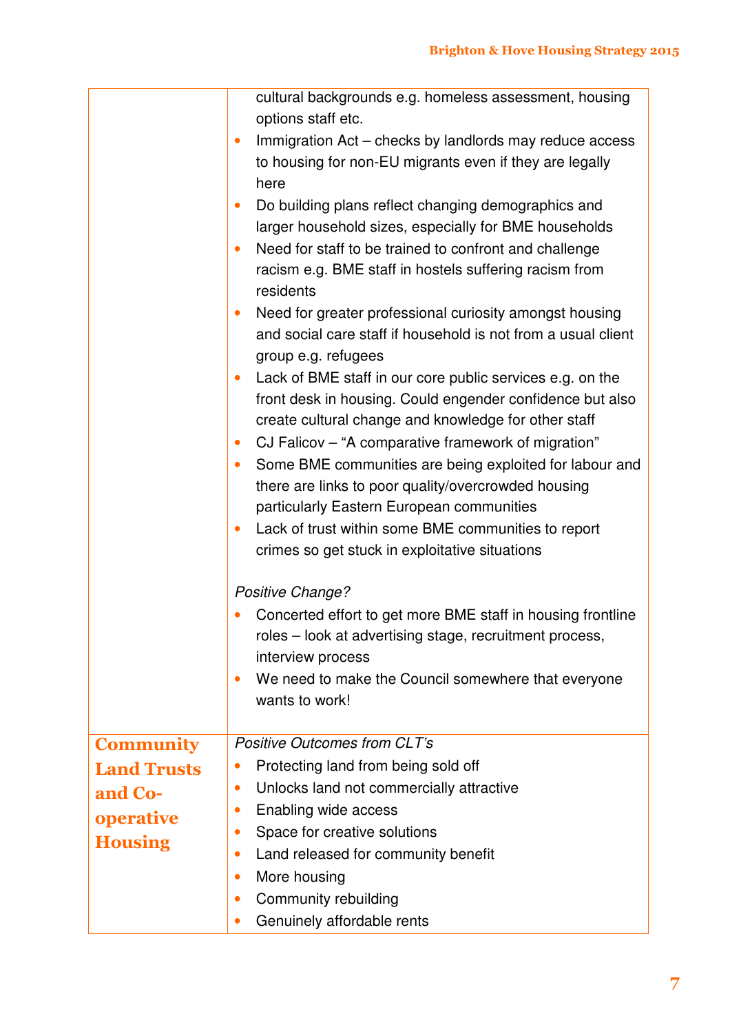| | |
|---|---|
| | cultural backgrounds e.g. homeless assessment, housing options staff etc.<br>• Immigration Act – checks by landlords may reduce access to housing for non-EU migrants even if they are legally here<br>• Do building plans reflect changing demographics and larger household sizes, especially for BME households<br>• Need for staff to be trained to confront and challenge racism e.g. BME staff in hostels suffering racism from residents<br>• Need for greater professional curiosity amongst housing and social care staff if household is not from a usual client group e.g. refugees<br>• Lack of BME staff in our core public services e.g. on the front desk in housing. Could engender confidence but also create cultural change and knowledge for other staff<br>• CJ Falicov – "A comparative framework of migration"<br>• Some BME communities are being exploited for labour and there are links to poor quality/overcrowded housing particularly Eastern European communities<br>• Lack of trust within some BME communities to report crimes so get stuck in exploitative situations<br><br>*Positive Change?*<br>• Concerted effort to get more BME staff in housing frontline roles – look at advertising stage, recruitment process, interview process<br>• We need to make the Council somewhere that everyone wants to work! |
| **Community Land Trusts and Co-operative Housing** | *Positive Outcomes from CLT's*<br>• Protecting land from being sold off<br>• Unlocks land not commercially attractive<br>• Enabling wide access<br>• Space for creative solutions<br>• Land released for community benefit<br>• More housing<br>• Community rebuilding<br>• Genuinely affordable rents |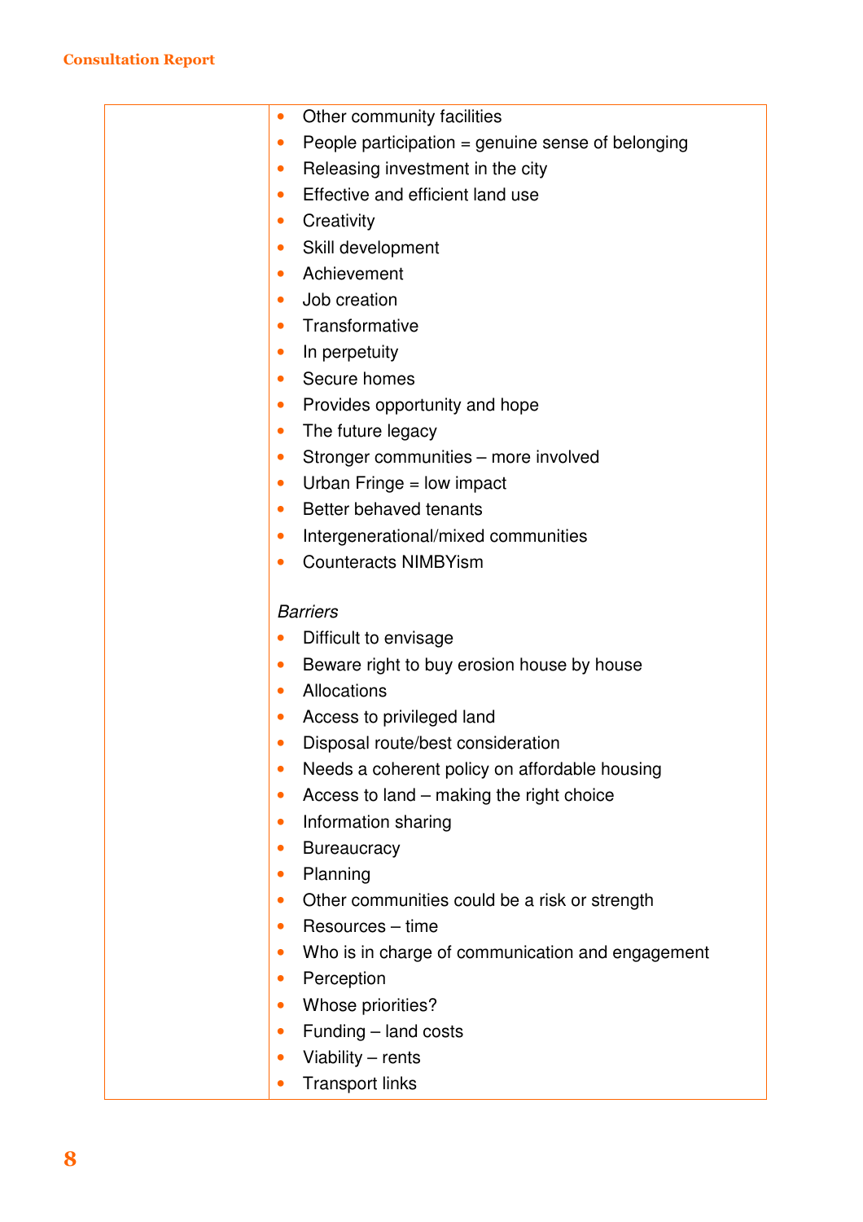| | |
|---|---|
| | • Other community facilities<br>• People participation = genuine sense of belonging<br>• Releasing investment in the city<br>• Effective and efficient land use<br>• Creativity<br>• Skill development<br>• Achievement<br>• Job creation<br>• Transformative<br>• In perpetuity<br>• Secure homes<br>• Provides opportunity and hope<br>• The future legacy<br>• Stronger communities – more involved<br>• Urban Fringe = low impact<br>• Better behaved tenants<br>• Intergenerational/mixed communities<br>• Counteracts NIMBYism<br><br>*Barriers*<br>• Difficult to envisage<br>• Beware right to buy erosion house by house<br>• Allocations<br>• Access to privileged land<br>• Disposal route/best consideration<br>• Needs a coherent policy on affordable housing<br>• Access to land – making the right choice<br>• Information sharing<br>• Bureaucracy<br>• Planning<br>• Other communities could be a risk or strength<br>• Resources – time<br>• Who is in charge of communication and engagement<br>• Perception<br>• Whose priorities?<br>• Funding – land costs<br>• Viability – rents<br>• Transport links |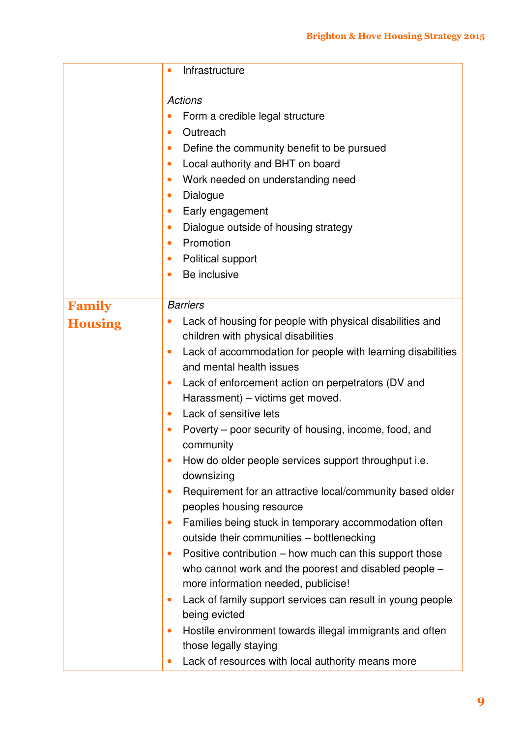| | |
|---|---|
| | • Infrastructure<br><br>*Actions*<br>• Form a credible legal structure<br>• Outreach<br>• Define the community benefit to be pursued<br>• Local authority and BHT on board<br>• Work needed on understanding need<br>• Dialogue<br>• Early engagement<br>• Dialogue outside of housing strategy<br>• Promotion<br>• Political support<br>• Be inclusive |
| **Family Housing** | *Barriers*<br>• Lack of housing for people with physical disabilities and children with physical disabilities<br>• Lack of accommodation for people with learning disabilities and mental health issues<br>• Lack of enforcement action on perpetrators (DV and Harassment) – victims get moved.<br>• Lack of sensitive lets<br>• Poverty – poor security of housing, income, food, and community<br>• How do older people services support throughput i.e. downsizing<br>• Requirement for an attractive local/community based older peoples housing resource<br>• Families being stuck in temporary accommodation often outside their communities – bottlenecking<br>• Positive contribution – how much can this support those who cannot work and the poorest and disabled people – more information needed, publicise!<br>• Lack of family support services can result in young people being evicted<br>• Hostile environment towards illegal immigrants and often those legally staying<br>• Lack of resources with local authority means more |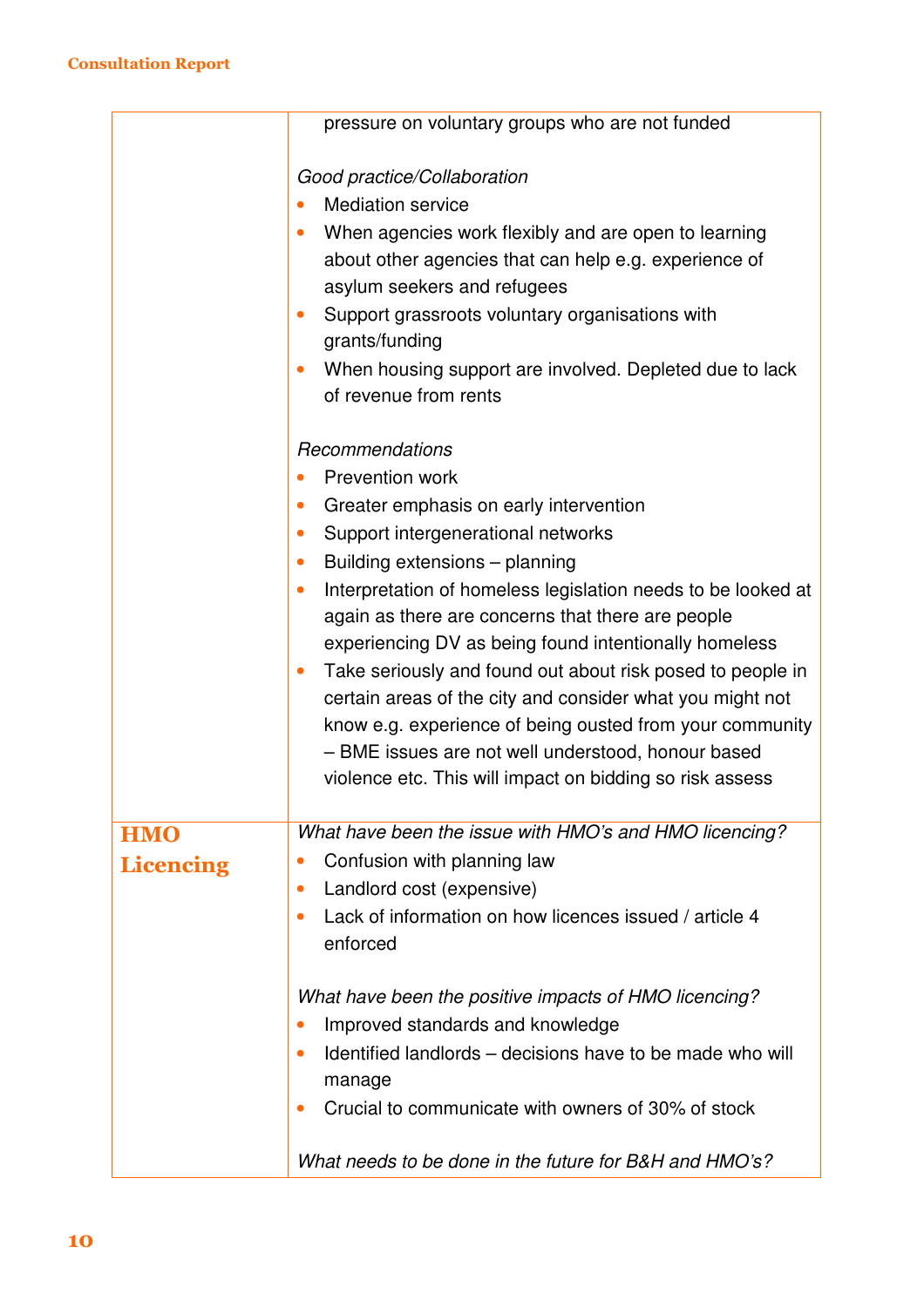| | |
|---|---|
| | pressure on voluntary groups who are not funded<br><br>*Good practice/Collaboration*<br>• Mediation service<br>• When agencies work flexibly and are open to learning about other agencies that can help e.g. experience of asylum seekers and refugees<br>• Support grassroots voluntary organisations with grants/funding<br>• When housing support are involved. Depleted due to lack of revenue from rents<br><br>*Recommendations*<br>• Prevention work<br>• Greater emphasis on early intervention<br>• Support intergenerational networks<br>• Building extensions – planning<br>• Interpretation of homeless legislation needs to be looked at again as there are concerns that there are people experiencing DV as being found intentionally homeless<br>• Take seriously and found out about risk posed to people in certain areas of the city and consider what you might not know e.g. experience of being ousted from your community – BME issues are not well understood, honour based violence etc. This will impact on bidding so risk assess |
| **HMO Licencing** | *What have been the issue with HMO's and HMO licencing?*<br>• Confusion with planning law<br>• Landlord cost (expensive)<br>• Lack of information on how licences issued / article 4 enforced<br><br>*What have been the positive impacts of HMO licencing?*<br>• Improved standards and knowledge<br>• Identified landlords – decisions have to be made who will manage<br>• Crucial to communicate with owners of 30% of stock<br><br>*What needs to be done in the future for B&H and HMO's?* |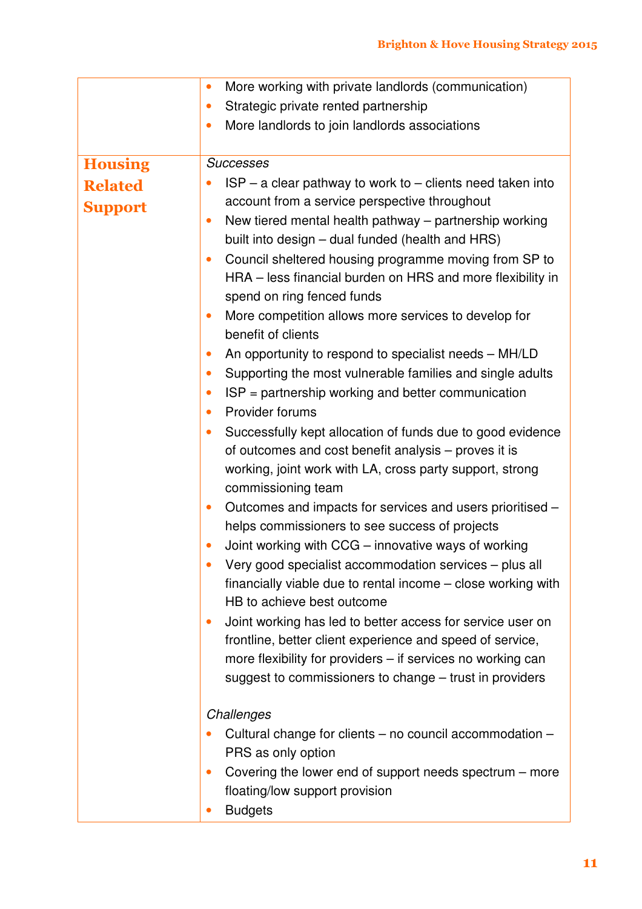| | |
|---|---|
| | • More working with private landlords (communication)<br>• Strategic private rented partnership<br>• More landlords to join landlords associations |
| **Housing Related Support** | *Successes*<br>• ISP – a clear pathway to work to – clients need taken into account from a service perspective throughout<br>• New tiered mental health pathway – partnership working built into design – dual funded (health and HRS)<br>• Council sheltered housing programme moving from SP to HRA – less financial burden on HRS and more flexibility in spend on ring fenced funds<br>• More competition allows more services to develop for benefit of clients<br>• An opportunity to respond to specialist needs – MH/LD<br>• Supporting the most vulnerable families and single adults<br>• ISP = partnership working and better communication<br>• Provider forums<br>• Successfully kept allocation of funds due to good evidence of outcomes and cost benefit analysis – proves it is working, joint work with LA, cross party support, strong commissioning team<br>• Outcomes and impacts for services and users prioritised – helps commissioners to see success of projects<br>• Joint working with CCG – innovative ways of working<br>• Very good specialist accommodation services – plus all financially viable due to rental income – close working with HB to achieve best outcome<br>• Joint working has led to better access for service user on frontline, better client experience and speed of service, more flexibility for providers – if services no working can suggest to commissioners to change – trust in providers<br><br>*Challenges*<br>• Cultural change for clients – no council accommodation – PRS as only option<br>• Covering the lower end of support needs spectrum – more floating/low support provision<br>• Budgets |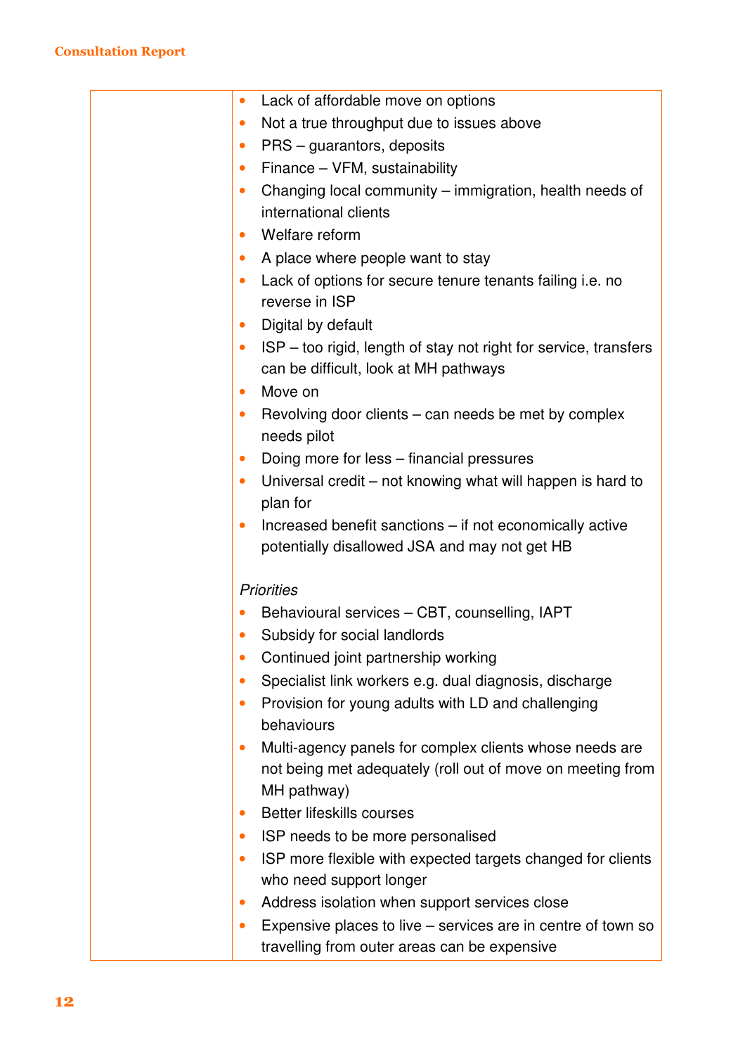| | |
|---|---|
| | • Lack of affordable move on options<br>• Not a true throughput due to issues above<br>• PRS – guarantors, deposits<br>• Finance – VFM, sustainability<br>• Changing local community – immigration, health needs of international clients<br>• Welfare reform<br>• A place where people want to stay<br>• Lack of options for secure tenure tenants failing i.e. no reverse in ISP<br>• Digital by default<br>• ISP – too rigid, length of stay not right for service, transfers can be difficult, look at MH pathways<br>• Move on<br>• Revolving door clients – can needs be met by complex needs pilot<br>• Doing more for less – financial pressures<br>• Universal credit – not knowing what will happen is hard to plan for<br>• Increased benefit sanctions – if not economically active potentially disallowed JSA and may not get HB<br><br>*Priorities*<br>• Behavioural services – CBT, counselling, IAPT<br>• Subsidy for social landlords<br>• Continued joint partnership working<br>• Specialist link workers e.g. dual diagnosis, discharge<br>• Provision for young adults with LD and challenging behaviours<br>• Multi-agency panels for complex clients whose needs are not being met adequately (roll out of move on meeting from MH pathway)<br>• Better lifeskills courses<br>• ISP needs to be more personalised<br>• ISP more flexible with expected targets changed for clients who need support longer<br>• Address isolation when support services close<br>• Expensive places to live – services are in centre of town so travelling from outer areas can be expensive |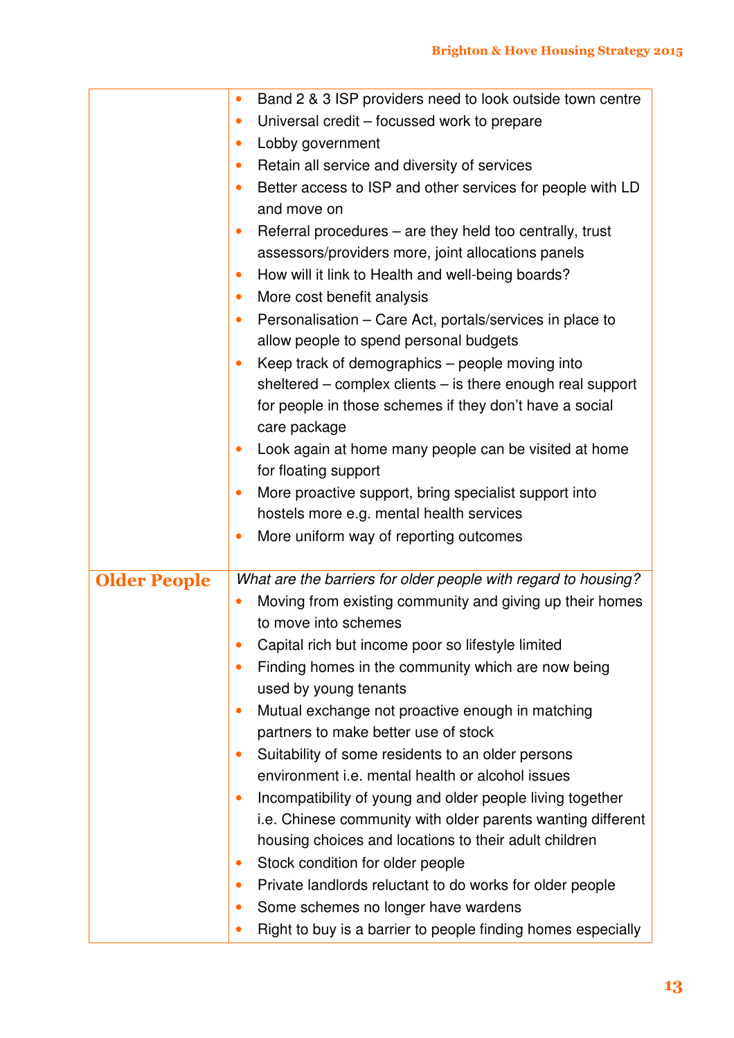| | |
|---|---|
| | • Band 2 & 3 ISP providers need to look outside town centre<br>• Universal credit – focussed work to prepare<br>• Lobby government<br>• Retain all service and diversity of services<br>• Better access to ISP and other services for people with LD and move on<br>• Referral procedures – are they held too centrally, trust assessors/providers more, joint allocations panels<br>• How will it link to Health and well-being boards?<br>• More cost benefit analysis<br>• Personalisation – Care Act, portals/services in place to allow people to spend personal budgets<br>• Keep track of demographics – people moving into sheltered – complex clients – is there enough real support for people in those schemes if they don't have a social care package<br>• Look again at home many people can be visited at home for floating support<br>• More proactive support, bring specialist support into hostels more e.g. mental health services<br>• More uniform way of reporting outcomes |
| **Older People** | *What are the barriers for older people with regard to housing?*<br>• Moving from existing community and giving up their homes to move into schemes<br>• Capital rich but income poor so lifestyle limited<br>• Finding homes in the community which are now being used by young tenants<br>• Mutual exchange not proactive enough in matching partners to make better use of stock<br>• Suitability of some residents to an older persons environment i.e. mental health or alcohol issues<br>• Incompatibility of young and older people living together i.e. Chinese community with older parents wanting different housing choices and locations to their adult children<br>• Stock condition for older people<br>• Private landlords reluctant to do works for older people<br>• Some schemes no longer have wardens<br>• Right to buy is a barrier to people finding homes especially |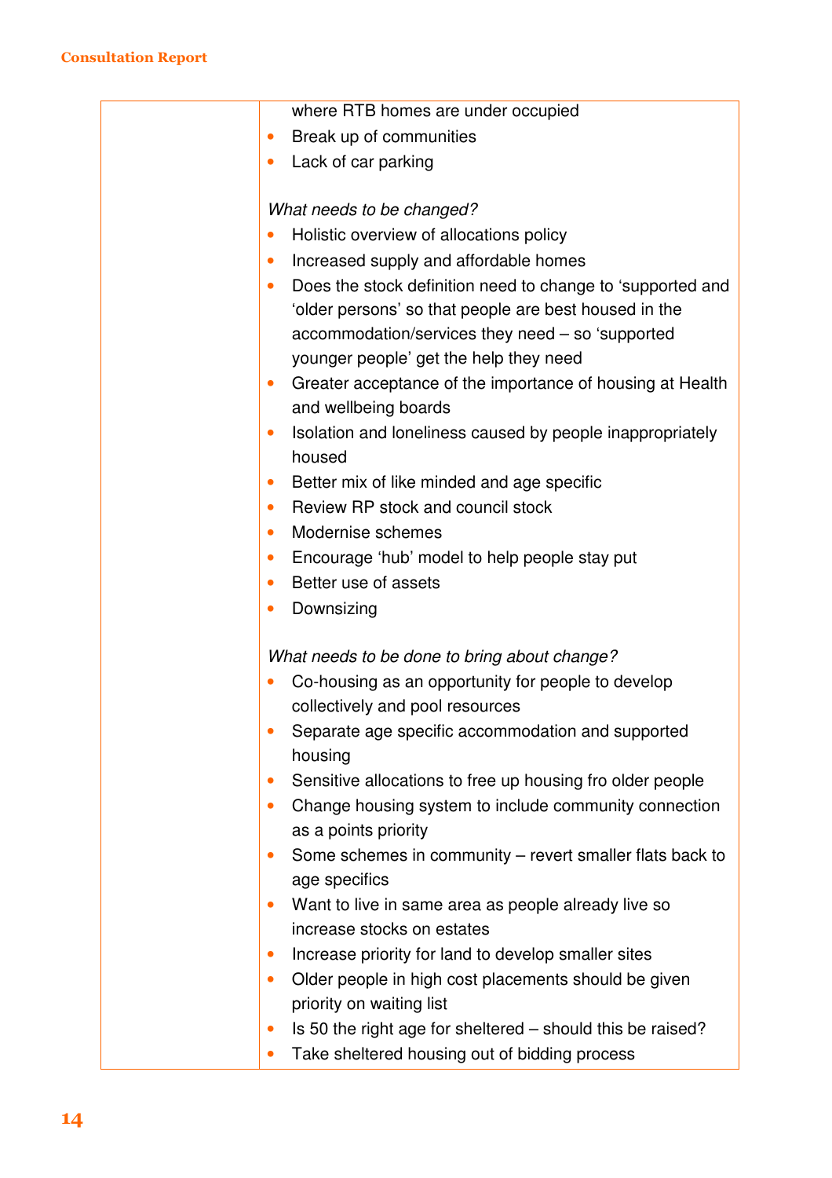| | where RTB homes are under occupied<br>• Break up of communities<br>• Lack of car parking<br><br>*What needs to be changed?*<br>• Holistic overview of allocations policy<br>• Increased supply and affordable homes<br>• Does the stock definition need to change to 'supported and 'older persons' so that people are best housed in the accommodation/services they need – so 'supported younger people' get the help they need<br>• Greater acceptance of the importance of housing at Health and wellbeing boards<br>• Isolation and loneliness caused by people inappropriately housed<br>• Better mix of like minded and age specific<br>• Review RP stock and council stock<br>• Modernise schemes<br>• Encourage 'hub' model to help people stay put<br>• Better use of assets<br>• Downsizing<br><br>*What needs to be done to bring about change?*<br>• Co-housing as an opportunity for people to develop collectively and pool resources<br>• Separate age specific accommodation and supported housing<br>• Sensitive allocations to free up housing fro older people<br>• Change housing system to include community connection as a points priority<br>• Some schemes in community – revert smaller flats back to age specifics<br>• Want to live in same area as people already live so increase stocks on estates<br>• Increase priority for land to develop smaller sites<br>• Older people in high cost placements should be given priority on waiting list<br>• Is 50 the right age for sheltered – should this be raised?<br>• Take sheltered housing out of bidding process |
|---|---|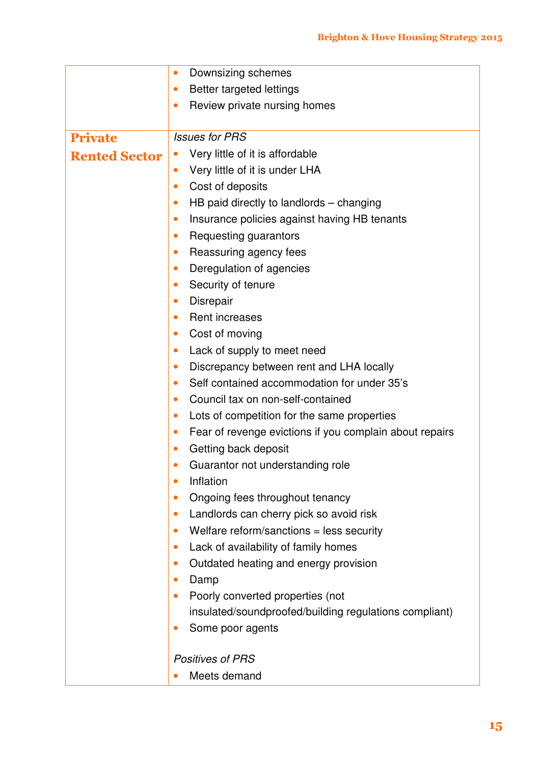| | |
|---|---|
| | • Downsizing schemes<br>• Better targeted lettings<br>• Review private nursing homes |
| **Private Rented Sector** | *Issues for PRS*<br>• Very little of it is affordable<br>• Very little of it is under LHA<br>• Cost of deposits<br>• HB paid directly to landlords – changing<br>• Insurance policies against having HB tenants<br>• Requesting guarantors<br>• Reassuring agency fees<br>• Deregulation of agencies<br>• Security of tenure<br>• Disrepair<br>• Rent increases<br>• Cost of moving<br>• Lack of supply to meet need<br>• Discrepancy between rent and LHA locally<br>• Self contained accommodation for under 35's<br>• Council tax on non-self-contained<br>• Lots of competition for the same properties<br>• Fear of revenge evictions if you complain about repairs<br>• Getting back deposit<br>• Guarantor not understanding role<br>• Inflation<br>• Ongoing fees throughout tenancy<br>• Landlords can cherry pick so avoid risk<br>• Welfare reform/sanctions = less security<br>• Lack of availability of family homes<br>• Outdated heating and energy provision<br>• Damp<br>• Poorly converted properties (not insulated/soundproofed/building regulations compliant)<br>• Some poor agents<br><br>*Positives of PRS*<br>• Meets demand |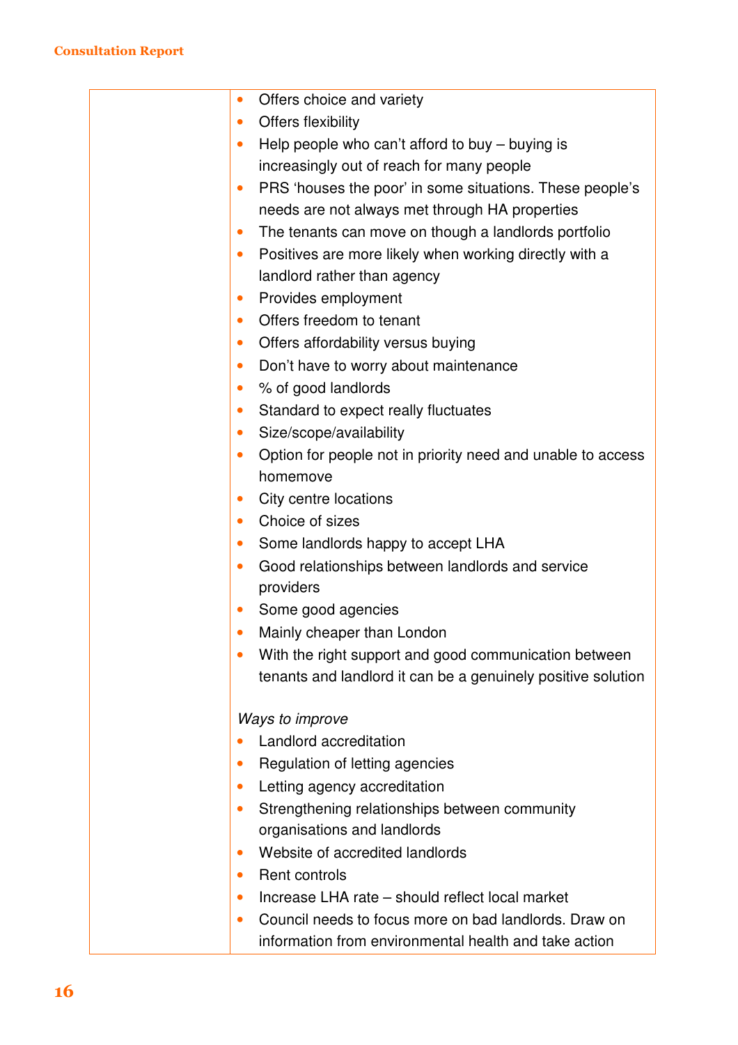| | |
|---|---|
| | • Offers choice and variety<br>• Offers flexibility<br>• Help people who can't afford to buy – buying is increasingly out of reach for many people<br>• PRS 'houses the poor' in some situations. These people's needs are not always met through HA properties<br>• The tenants can move on though a landlords portfolio<br>• Positives are more likely when working directly with a landlord rather than agency<br>• Provides employment<br>• Offers freedom to tenant<br>• Offers affordability versus buying<br>• Don't have to worry about maintenance<br>• % of good landlords<br>• Standard to expect really fluctuates<br>• Size/scope/availability<br>• Option for people not in priority need and unable to access homemove<br>• City centre locations<br>• Choice of sizes<br>• Some landlords happy to accept LHA<br>• Good relationships between landlords and service providers<br>• Some good agencies<br>• Mainly cheaper than London<br>• With the right support and good communication between tenants and landlord it can be a genuinely positive solution<br><br>*Ways to improve*<br>• Landlord accreditation<br>• Regulation of letting agencies<br>• Letting agency accreditation<br>• Strengthening relationships between community organisations and landlords<br>• Website of accredited landlords<br>• Rent controls<br>• Increase LHA rate – should reflect local market<br>• Council needs to focus more on bad landlords. Draw on information from environmental health and take action |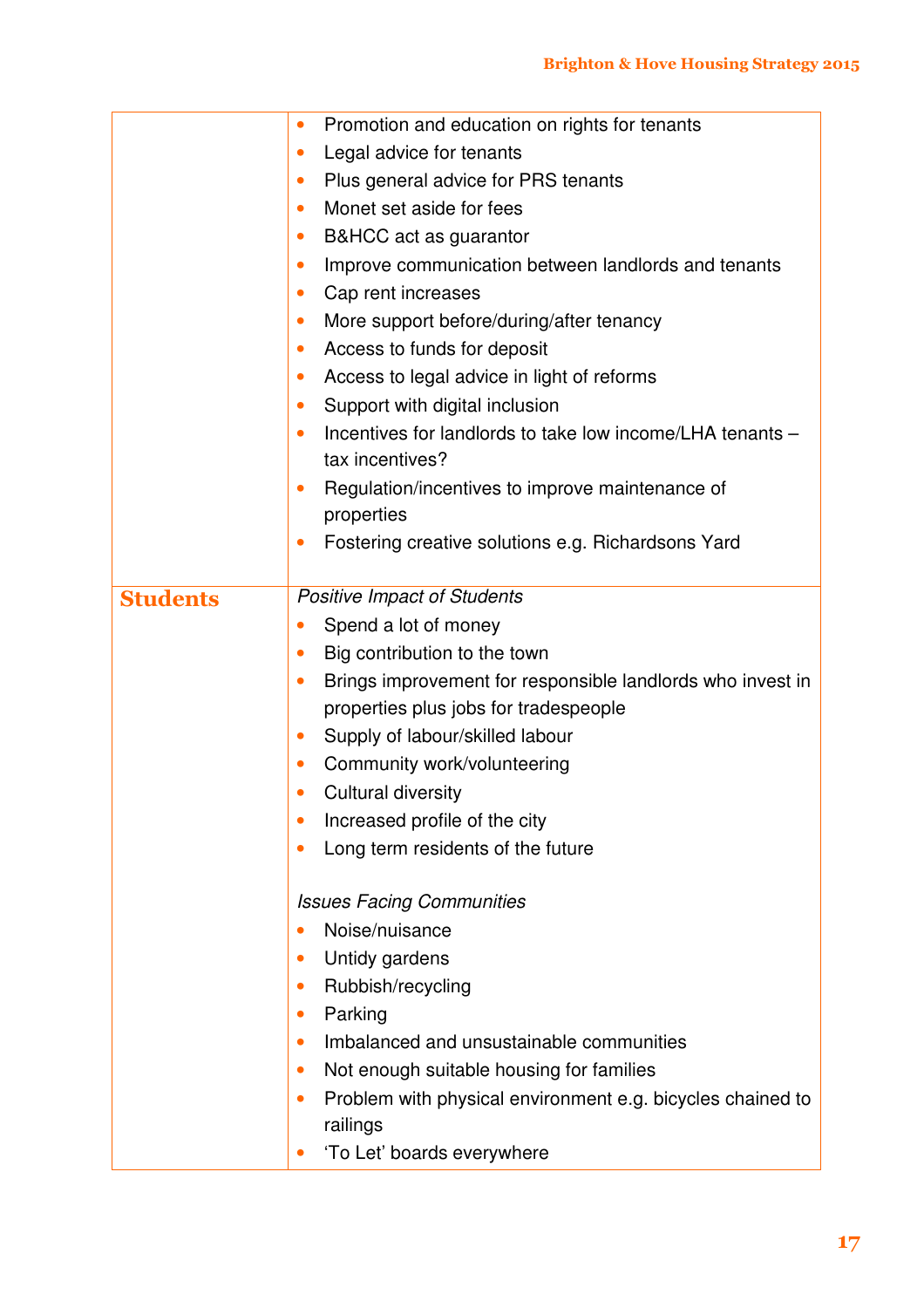| | |
|---|---|
| | • Promotion and education on rights for tenants<br>• Legal advice for tenants<br>• Plus general advice for PRS tenants<br>• Monet set aside for fees<br>• B&HCC act as guarantor<br>• Improve communication between landlords and tenants<br>• Cap rent increases<br>• More support before/during/after tenancy<br>• Access to funds for deposit<br>• Access to legal advice in light of reforms<br>• Support with digital inclusion<br>• Incentives for landlords to take low income/LHA tenants – tax incentives?<br>• Regulation/incentives to improve maintenance of properties<br>• Fostering creative solutions e.g. Richardsons Yard |
| **Students** | *Positive Impact of Students*<br>• Spend a lot of money<br>• Big contribution to the town<br>• Brings improvement for responsible landlords who invest in properties plus jobs for tradespeople<br>• Supply of labour/skilled labour<br>• Community work/volunteering<br>• Cultural diversity<br>• Increased profile of the city<br>• Long term residents of the future<br><br>*Issues Facing Communities*<br>• Noise/nuisance<br>• Untidy gardens<br>• Rubbish/recycling<br>• Parking<br>• Imbalanced and unsustainable communities<br>• Not enough suitable housing for families<br>• Problem with physical environment e.g. bicycles chained to railings<br>• 'To Let' boards everywhere |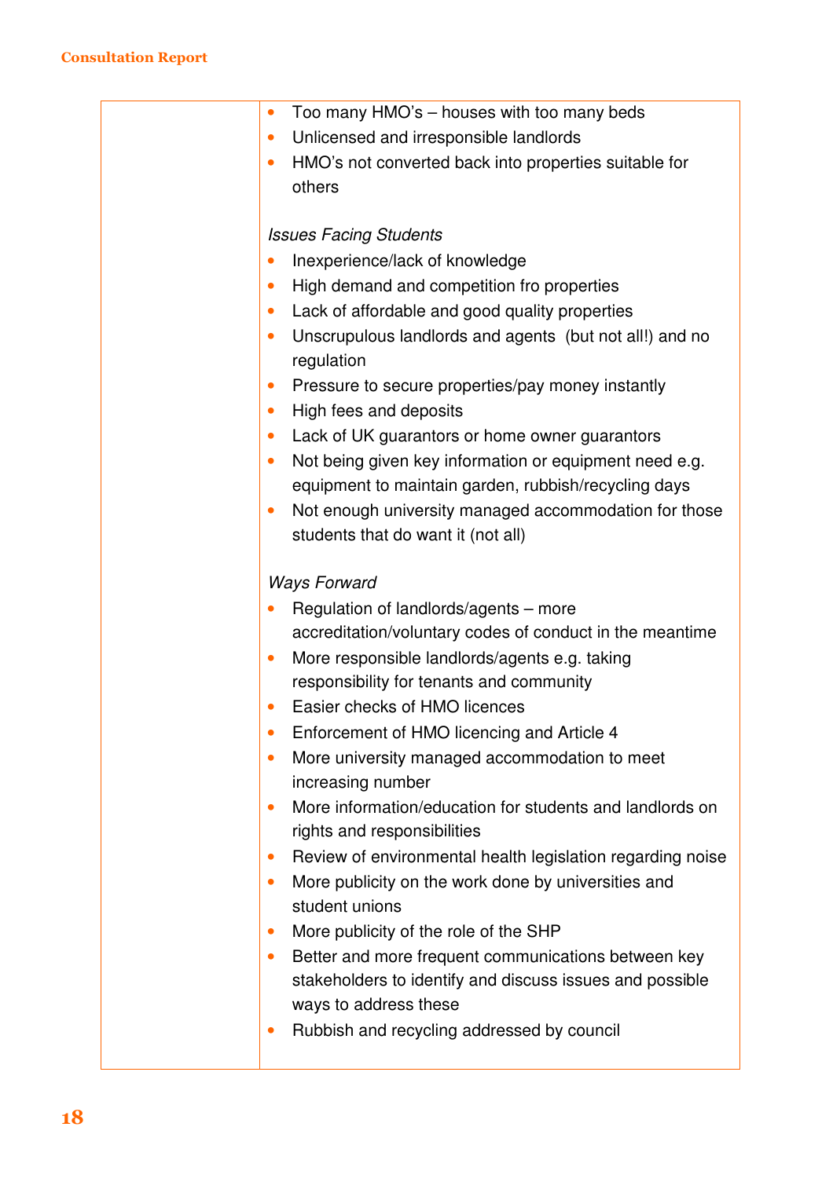| | |
|---|---|
| | • Too many HMO's – houses with too many beds<br>• Unlicensed and irresponsible landlords<br>• HMO's not converted back into properties suitable for others<br><br>*Issues Facing Students*<br>• Inexperience/lack of knowledge<br>• High demand and competition fro properties<br>• Lack of affordable and good quality properties<br>• Unscrupulous landlords and agents (but not all!) and no regulation<br>• Pressure to secure properties/pay money instantly<br>• High fees and deposits<br>• Lack of UK guarantors or home owner guarantors<br>• Not being given key information or equipment need e.g. equipment to maintain garden, rubbish/recycling days<br>• Not enough university managed accommodation for those students that do want it (not all)<br><br>*Ways Forward*<br>• Regulation of landlords/agents – more accreditation/voluntary codes of conduct in the meantime<br>• More responsible landlords/agents e.g. taking responsibility for tenants and community<br>• Easier checks of HMO licences<br>• Enforcement of HMO licencing and Article 4<br>• More university managed accommodation to meet increasing number<br>• More information/education for students and landlords on rights and responsibilities<br>• Review of environmental health legislation regarding noise<br>• More publicity on the work done by universities and student unions<br>• More publicity of the role of the SHP<br>• Better and more frequent communications between key stakeholders to identify and discuss issues and possible ways to address these<br>• Rubbish and recycling addressed by council |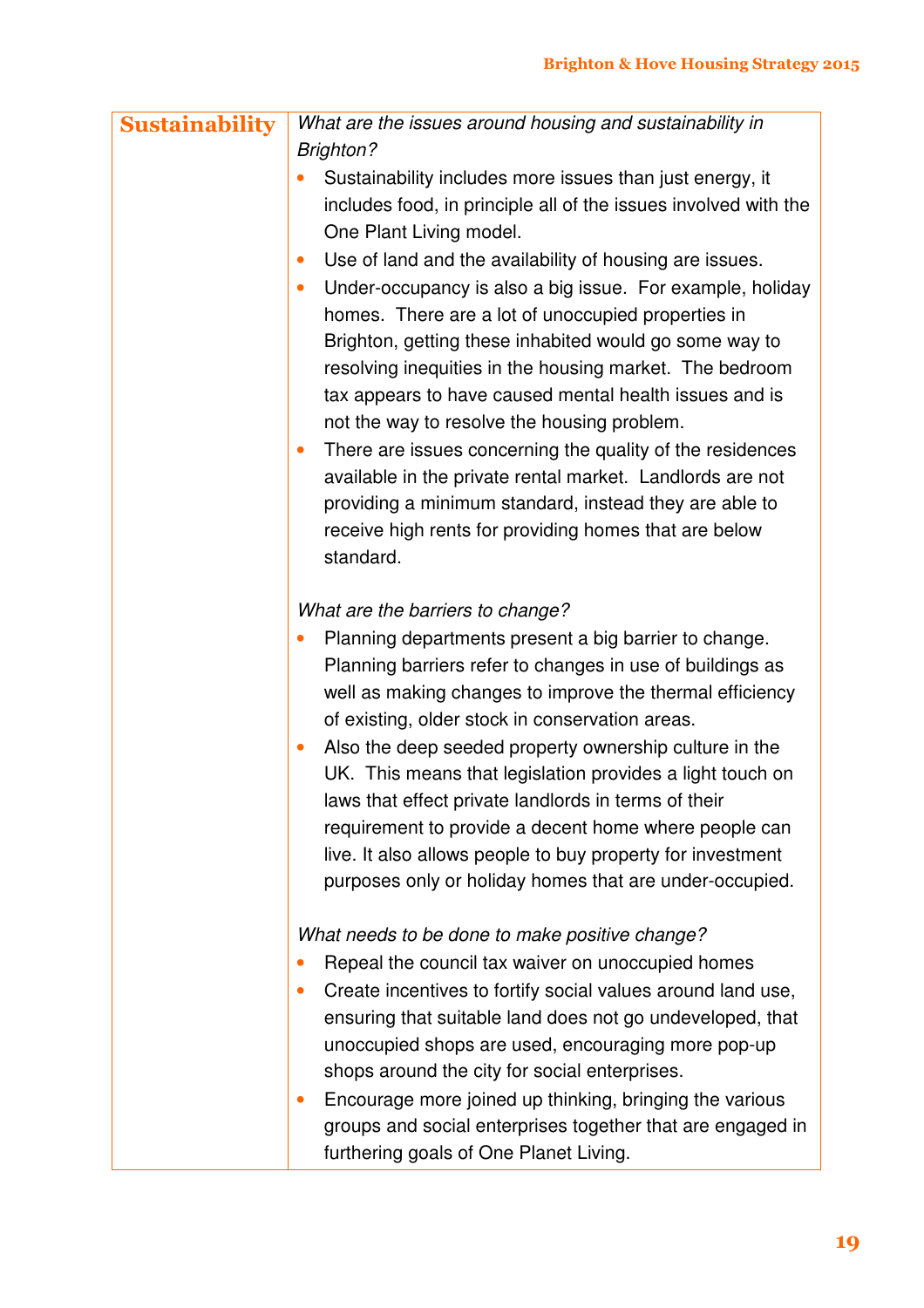| Sustainability | *What are the issues around housing and sustainability in Brighton?*<br>• Sustainability includes more issues than just energy, it includes food, in principle all of the issues involved with the One Plant Living model.<br>• Use of land and the availability of housing are issues.<br>• Under-occupancy is also a big issue. For example, holiday homes. There are a lot of unoccupied properties in Brighton, getting these inhabited would go some way to resolving inequities in the housing market. The bedroom tax appears to have caused mental health issues and is not the way to resolve the housing problem.<br>• There are issues concerning the quality of the residences available in the private rental market. Landlords are not providing a minimum standard, instead they are able to receive high rents for providing homes that are below standard.<br><br>*What are the barriers to change?*<br>• Planning departments present a big barrier to change. Planning barriers refer to changes in use of buildings as well as making changes to improve the thermal efficiency of existing, older stock in conservation areas.<br>• Also the deep seeded property ownership culture in the UK. This means that legislation provides a light touch on laws that effect private landlords in terms of their requirement to provide a decent home where people can live. It also allows people to buy property for investment purposes only or holiday homes that are under-occupied.<br><br>*What needs to be done to make positive change?*<br>• Repeal the council tax waiver on unoccupied homes<br>• Create incentives to fortify social values around land use, ensuring that suitable land does not go undeveloped, that unoccupied shops are used, encouraging more pop-up shops around the city for social enterprises.<br>• Encourage more joined up thinking, bringing the various groups and social enterprises together that are engaged in furthering goals of One Planet Living. |
|---|---|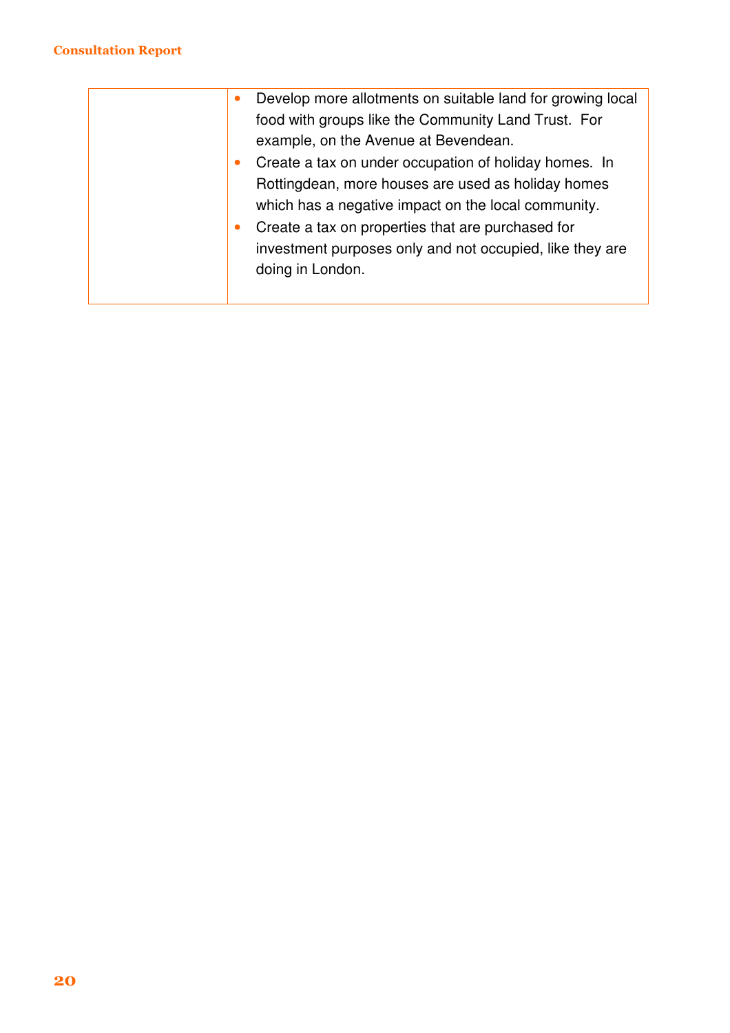|  |  |
| --- | --- |
|  | • Develop more allotments on suitable land for growing local food with groups like the Community Land Trust. For example, on the Avenue at Bevendean.<br>• Create a tax on under occupation of holiday homes. In Rottingdean, more houses are used as holiday homes which has a negative impact on the local community.<br>• Create a tax on properties that are purchased for investment purposes only and not occupied, like they are doing in London. |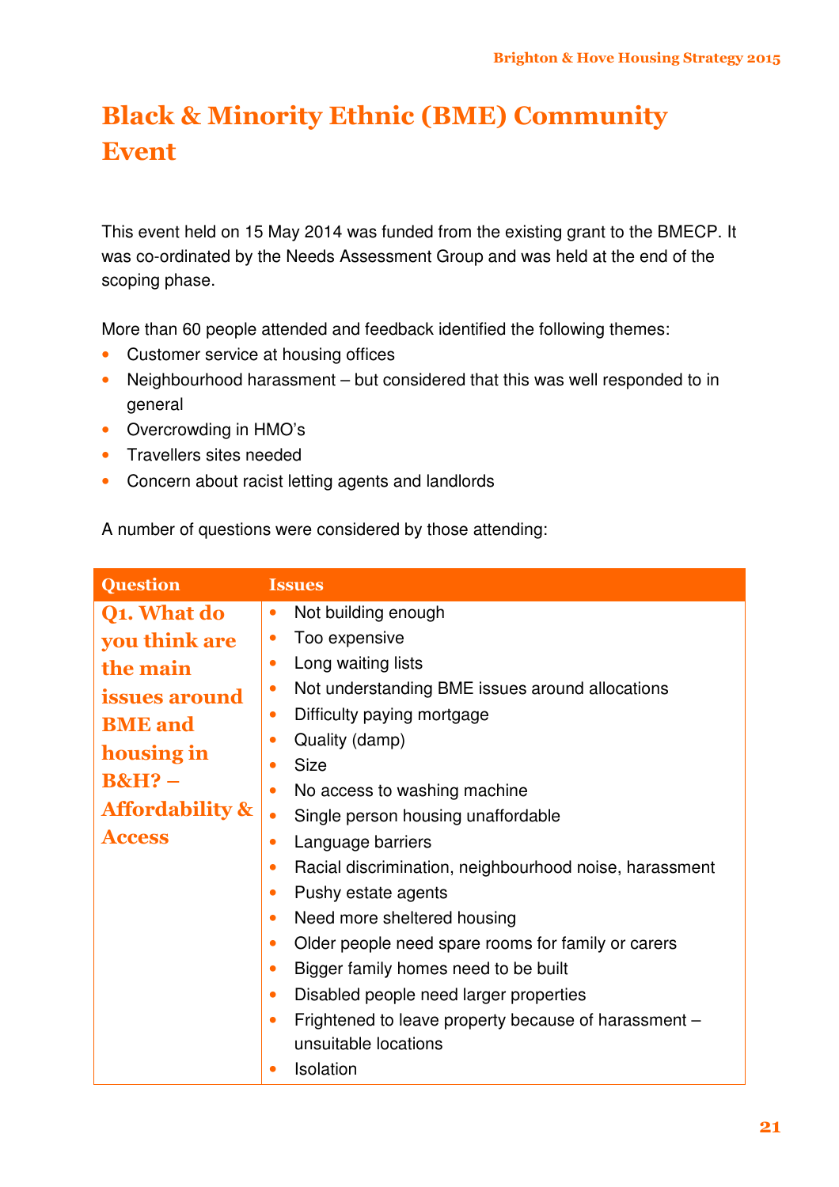# Black & Minority Ethnic (BME) Community Event

This event held on 15 May 2014 was funded from the existing grant to the BMECP. It was co-ordinated by the Needs Assessment Group and was held at the end of the scoping phase.

More than 60 people attended and feedback identified the following themes:

- Customer service at housing offices
- Neighbourhood harassment – but considered that this was well responded to in general
- Overcrowding in HMO's
- Travellers sites needed
- Concern about racist letting agents and landlords

A number of questions were considered by those attending:

| Question | Issues |
|---|---|
| **Q1. What do you think are the main issues around BME and housing in B&H? – Affordability & Access** | • Not building enough<br>• Too expensive<br>• Long waiting lists<br>• Not understanding BME issues around allocations<br>• Difficulty paying mortgage<br>• Quality (damp)<br>• Size<br>• No access to washing machine<br>• Single person housing unaffordable<br>• Language barriers<br>• Racial discrimination, neighbourhood noise, harassment<br>• Pushy estate agents<br>• Need more sheltered housing<br>• Older people need spare rooms for family or carers<br>• Bigger family homes need to be built<br>• Disabled people need larger properties<br>• Frightened to leave property because of harassment – unsuitable locations<br>• Isolation |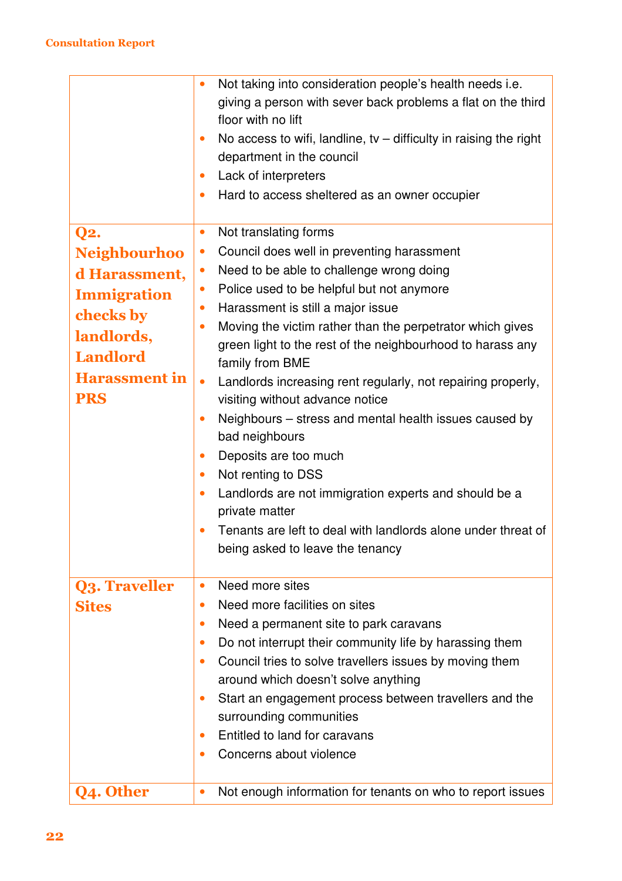| | |
|---|---|
| | • Not taking into consideration people's health needs i.e. giving a person with sever back problems a flat on the third floor with no lift<br>• No access to wifi, landline, tv – difficulty in raising the right department in the council<br>• Lack of interpreters<br>• Hard to access sheltered as an owner occupier |
| **Q2. Neighbourhood Harassment, Immigration checks by landlords, Landlord Harassment in PRS** | • Not translating forms<br>• Council does well in preventing harassment<br>• Need to be able to challenge wrong doing<br>• Police used to be helpful but not anymore<br>• Harassment is still a major issue<br>• Moving the victim rather than the perpetrator which gives green light to the rest of the neighbourhood to harass any family from BME<br>• Landlords increasing rent regularly, not repairing properly, visiting without advance notice<br>• Neighbours – stress and mental health issues caused by bad neighbours<br>• Deposits are too much<br>• Not renting to DSS<br>• Landlords are not immigration experts and should be a private matter<br>• Tenants are left to deal with landlords alone under threat of being asked to leave the tenancy |
| **Q3. Traveller Sites** | • Need more sites<br>• Need more facilities on sites<br>• Need a permanent site to park caravans<br>• Do not interrupt their community life by harassing them<br>• Council tries to solve travellers issues by moving them around which doesn't solve anything<br>• Start an engagement process between travellers and the surrounding communities<br>• Entitled to land for caravans<br>• Concerns about violence |
| **Q4. Other** | • Not enough information for tenants on who to report issues |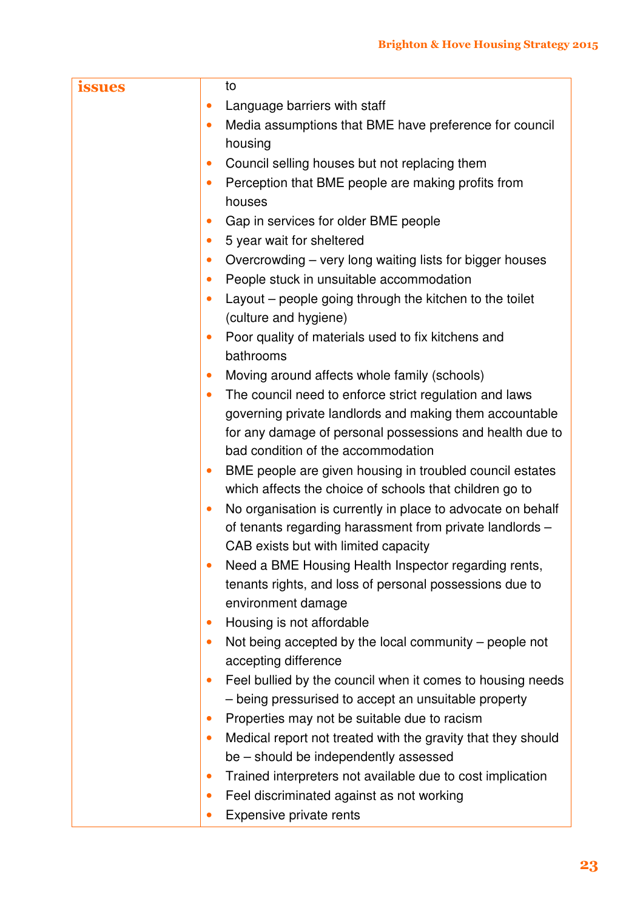| issues | to<br>• Language barriers with staff<br>• Media assumptions that BME have preference for council housing<br>• Council selling houses but not replacing them<br>• Perception that BME people are making profits from houses<br>• Gap in services for older BME people<br>• 5 year wait for sheltered<br>• Overcrowding – very long waiting lists for bigger houses<br>• People stuck in unsuitable accommodation<br>• Layout – people going through the kitchen to the toilet (culture and hygiene)<br>• Poor quality of materials used to fix kitchens and bathrooms<br>• Moving around affects whole family (schools)<br>• The council need to enforce strict regulation and laws governing private landlords and making them accountable for any damage of personal possessions and health due to bad condition of the accommodation<br>• BME people are given housing in troubled council estates which affects the choice of schools that children go to<br>• No organisation is currently in place to advocate on behalf of tenants regarding harassment from private landlords – CAB exists but with limited capacity<br>• Need a BME Housing Health Inspector regarding rents, tenants rights, and loss of personal possessions due to environment damage<br>• Housing is not affordable<br>• Not being accepted by the local community – people not accepting difference<br>• Feel bullied by the council when it comes to housing needs – being pressurised to accept an unsuitable property<br>• Properties may not be suitable due to racism<br>• Medical report not treated with the gravity that they should be – should be independently assessed<br>• Trained interpreters not available due to cost implication<br>• Feel discriminated against as not working<br>• Expensive private rents |
|---|---|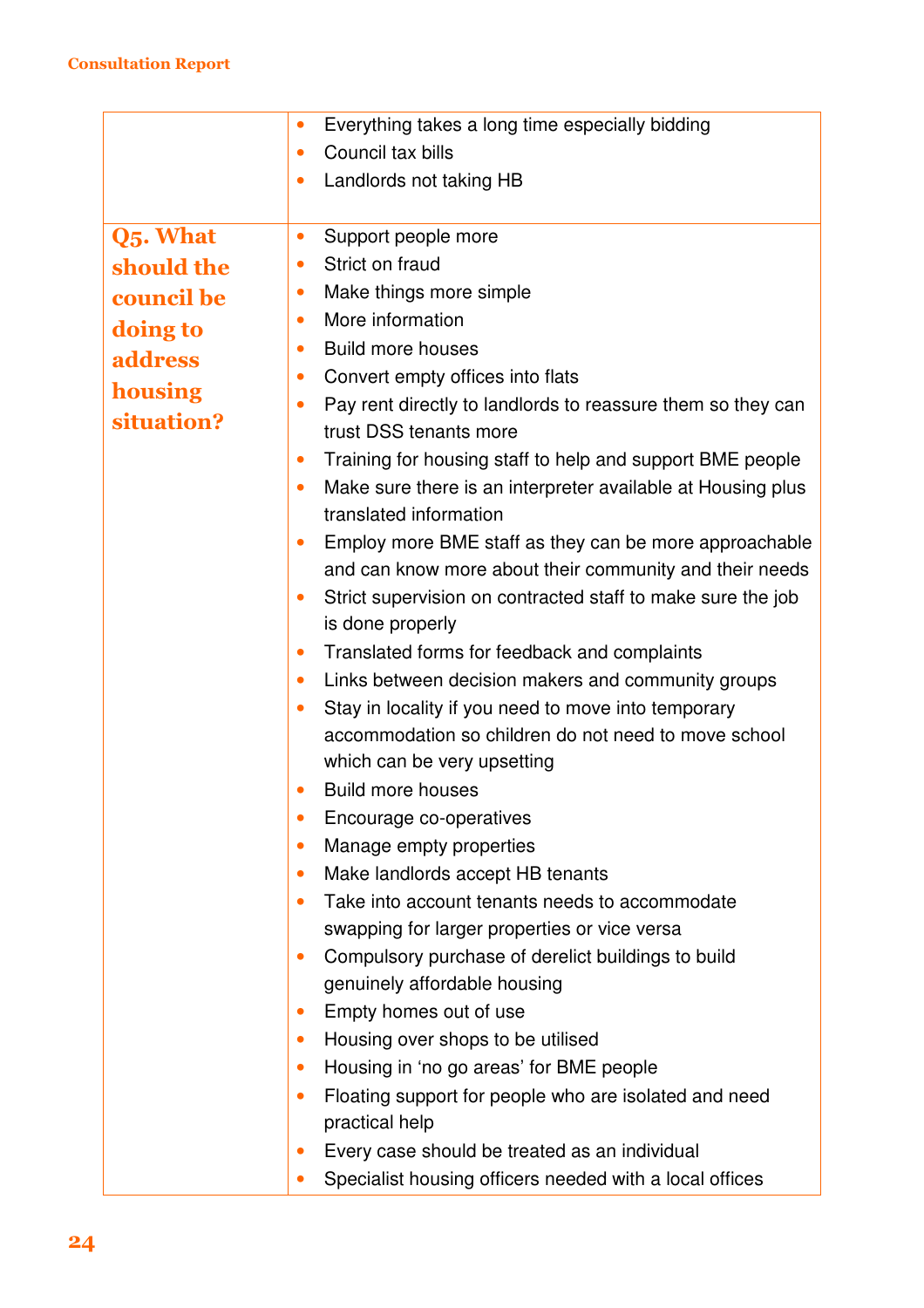| | |
|---|---|
| | • Everything takes a long time especially bidding<br>• Council tax bills<br>• Landlords not taking HB |
| **Q5. What should the council be doing to address housing situation?** | • Support people more<br>• Strict on fraud<br>• Make things more simple<br>• More information<br>• Build more houses<br>• Convert empty offices into flats<br>• Pay rent directly to landlords to reassure them so they can trust DSS tenants more<br>• Training for housing staff to help and support BME people<br>• Make sure there is an interpreter available at Housing plus translated information<br>• Employ more BME staff as they can be more approachable and can know more about their community and their needs<br>• Strict supervision on contracted staff to make sure the job is done properly<br>• Translated forms for feedback and complaints<br>• Links between decision makers and community groups<br>• Stay in locality if you need to move into temporary accommodation so children do not need to move school which can be very upsetting<br>• Build more houses<br>• Encourage co-operatives<br>• Manage empty properties<br>• Make landlords accept HB tenants<br>• Take into account tenants needs to accommodate swapping for larger properties or vice versa<br>• Compulsory purchase of derelict buildings to build genuinely affordable housing<br>• Empty homes out of use<br>• Housing over shops to be utilised<br>• Housing in 'no go areas' for BME people<br>• Floating support for people who are isolated and need practical help<br>• Every case should be treated as an individual<br>• Specialist housing officers needed with a local offices |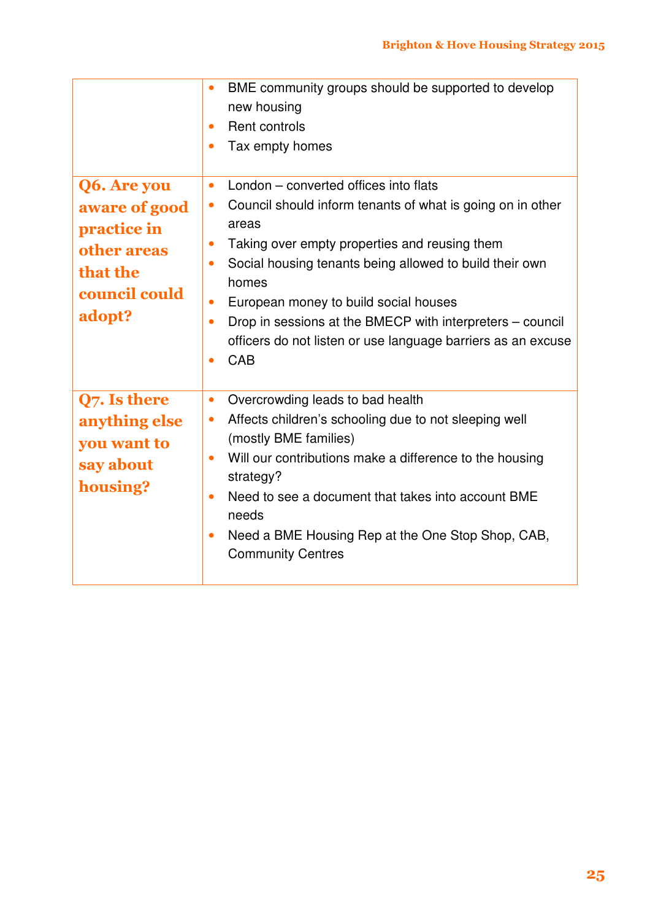| | |
|---|---|
| | • BME community groups should be supported to develop new housing<br>• Rent controls<br>• Tax empty homes |
| **Q6. Are you aware of good practice in other areas that the council could adopt?** | • London – converted offices into flats<br>• Council should inform tenants of what is going on in other areas<br>• Taking over empty properties and reusing them<br>• Social housing tenants being allowed to build their own homes<br>• European money to build social houses<br>• Drop in sessions at the BMECP with interpreters – council officers do not listen or use language barriers as an excuse<br>• CAB |
| **Q7. Is there anything else you want to say about housing?** | • Overcrowding leads to bad health<br>• Affects children's schooling due to not sleeping well (mostly BME families)<br>• Will our contributions make a difference to the housing strategy?<br>• Need to see a document that takes into account BME needs<br>• Need a BME Housing Rep at the One Stop Shop, CAB, Community Centres |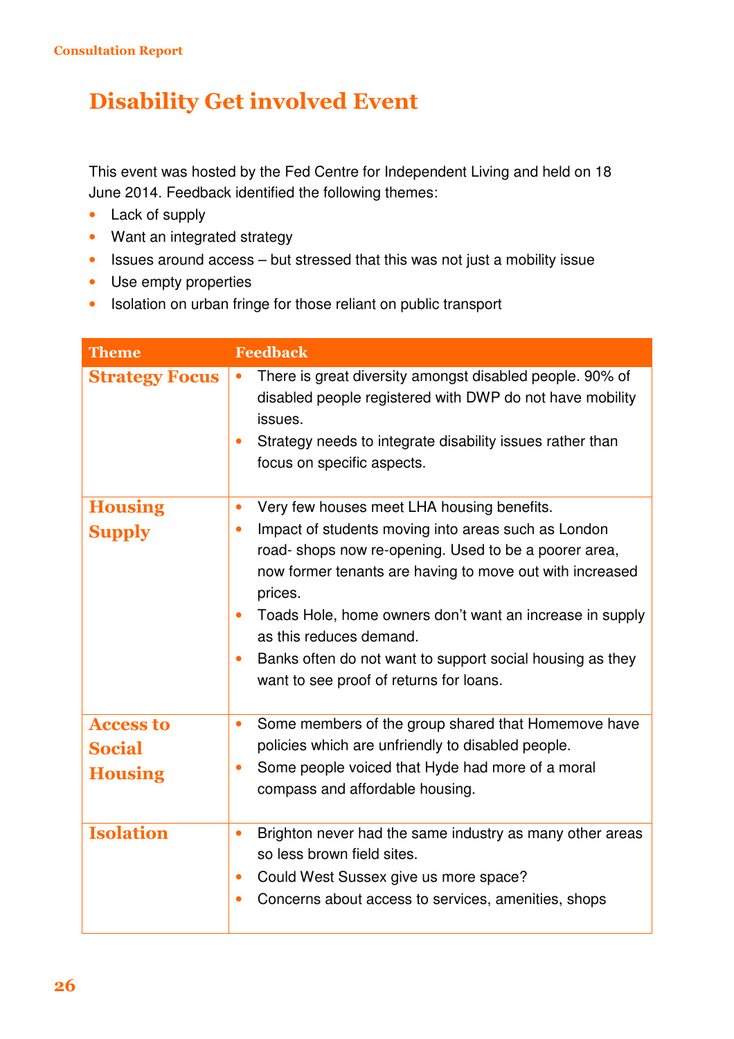## Disability Get involved Event

This event was hosted by the Fed Centre for Independent Living and held on 18 June 2014. Feedback identified the following themes:

- Lack of supply
- Want an integrated strategy
- Issues around access – but stressed that this was not just a mobility issue
- Use empty properties
- Isolation on urban fringe for those reliant on public transport

| Theme | Feedback |
|---|---|
| **Strategy Focus** | • There is great diversity amongst disabled people. 90% of disabled people registered with DWP do not have mobility issues.<br>• Strategy needs to integrate disability issues rather than focus on specific aspects. |
| **Housing Supply** | • Very few houses meet LHA housing benefits.<br>• Impact of students moving into areas such as London road- shops now re-opening. Used to be a poorer area, now former tenants are having to move out with increased prices.<br>• Toads Hole, home owners don't want an increase in supply as this reduces demand.<br>• Banks often do not want to support social housing as they want to see proof of returns for loans. |
| **Access to Social Housing** | • Some members of the group shared that Homemove have policies which are unfriendly to disabled people.<br>• Some people voiced that Hyde had more of a moral compass and affordable housing. |
| **Isolation** | • Brighton never had the same industry as many other areas so less brown field sites.<br>• Could West Sussex give us more space?<br>• Concerns about access to services, amenities, shops |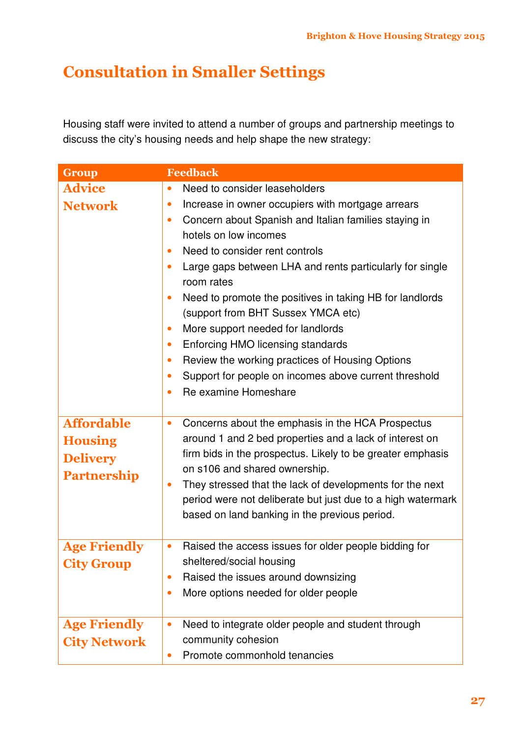# Consultation in Smaller Settings

Housing staff were invited to attend a number of groups and partnership meetings to discuss the city's housing needs and help shape the new strategy:

| Group | Feedback |
|---|---|
| **Advice Network** | • Need to consider leaseholders<br>• Increase in owner occupiers with mortgage arrears<br>• Concern about Spanish and Italian families staying in hotels on low incomes<br>• Need to consider rent controls<br>• Large gaps between LHA and rents particularly for single room rates<br>• Need to promote the positives in taking HB for landlords (support from BHT Sussex YMCA etc)<br>• More support needed for landlords<br>• Enforcing HMO licensing standards<br>• Review the working practices of Housing Options<br>• Support for people on incomes above current threshold<br>• Re examine Homeshare |
| **Affordable Housing Delivery Partnership** | • Concerns about the emphasis in the HCA Prospectus around 1 and 2 bed properties and a lack of interest on firm bids in the prospectus. Likely to be greater emphasis on s106 and shared ownership.<br>• They stressed that the lack of developments for the next period were not deliberate but just due to a high watermark based on land banking in the previous period. |
| **Age Friendly City Group** | • Raised the access issues for older people bidding for sheltered/social housing<br>• Raised the issues around downsizing<br>• More options needed for older people |
| **Age Friendly City Network** | • Need to integrate older people and student through community cohesion<br>• Promote commonhold tenancies |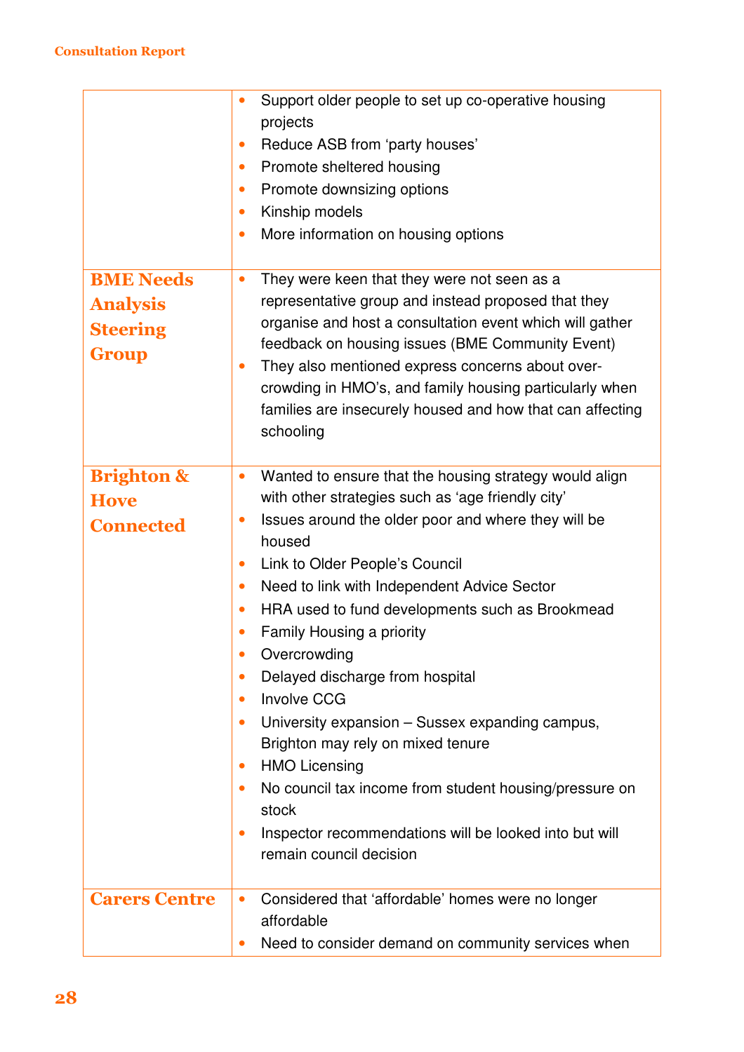| | |
|---|---|
| | • Support older people to set up co-operative housing projects<br>• Reduce ASB from 'party houses'<br>• Promote sheltered housing<br>• Promote downsizing options<br>• Kinship models<br>• More information on housing options |
| **BME Needs Analysis Steering Group** | • They were keen that they were not seen as a representative group and instead proposed that they organise and host a consultation event which will gather feedback on housing issues (BME Community Event)<br>• They also mentioned express concerns about over-crowding in HMO's, and family housing particularly when families are insecurely housed and how that can affecting schooling |
| **Brighton & Hove Connected** | • Wanted to ensure that the housing strategy would align with other strategies such as 'age friendly city'<br>• Issues around the older poor and where they will be housed<br>• Link to Older People's Council<br>• Need to link with Independent Advice Sector<br>• HRA used to fund developments such as Brookmead<br>• Family Housing a priority<br>• Overcrowding<br>• Delayed discharge from hospital<br>• Involve CCG<br>• University expansion – Sussex expanding campus, Brighton may rely on mixed tenure<br>• HMO Licensing<br>• No council tax income from student housing/pressure on stock<br>• Inspector recommendations will be looked into but will remain council decision |
| **Carers Centre** | • Considered that 'affordable' homes were no longer affordable<br>• Need to consider demand on community services when |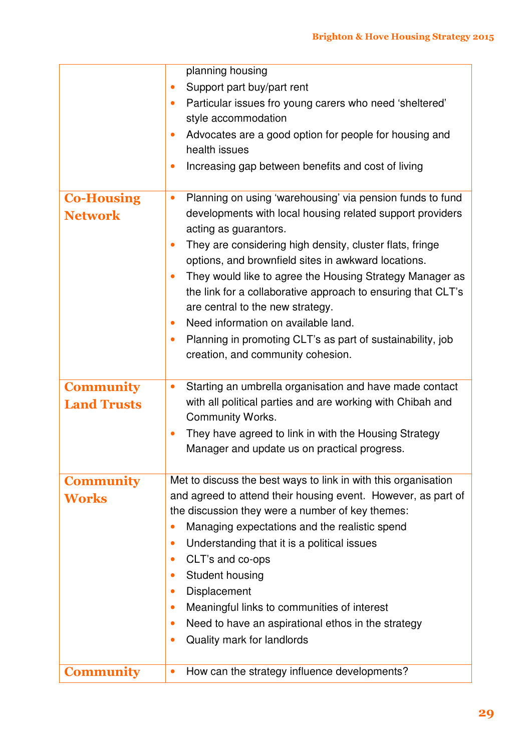| | |
|---|---|
| | planning housing<br>• Support part buy/part rent<br>• Particular issues fro young carers who need 'sheltered' style accommodation<br>• Advocates are a good option for people for housing and health issues<br>• Increasing gap between benefits and cost of living |
| **Co-Housing Network** | • Planning on using 'warehousing' via pension funds to fund developments with local housing related support providers acting as guarantors.<br>• They are considering high density, cluster flats, fringe options, and brownfield sites in awkward locations.<br>• They would like to agree the Housing Strategy Manager as the link for a collaborative approach to ensuring that CLT's are central to the new strategy.<br>• Need information on available land.<br>• Planning in promoting CLT's as part of sustainability, job creation, and community cohesion. |
| **Community Land Trusts** | • Starting an umbrella organisation and have made contact with all political parties and are working with Chibah and Community Works.<br>• They have agreed to link in with the Housing Strategy Manager and update us on practical progress. |
| **Community Works** | Met to discuss the best ways to link in with this organisation and agreed to attend their housing event. However, as part of the discussion they were a number of key themes:<br>• Managing expectations and the realistic spend<br>• Understanding that it is a political issues<br>• CLT's and co-ops<br>• Student housing<br>• Displacement<br>• Meaningful links to communities of interest<br>• Need to have an aspirational ethos in the strategy<br>• Quality mark for landlords |
| **Community** | • How can the strategy influence developments? |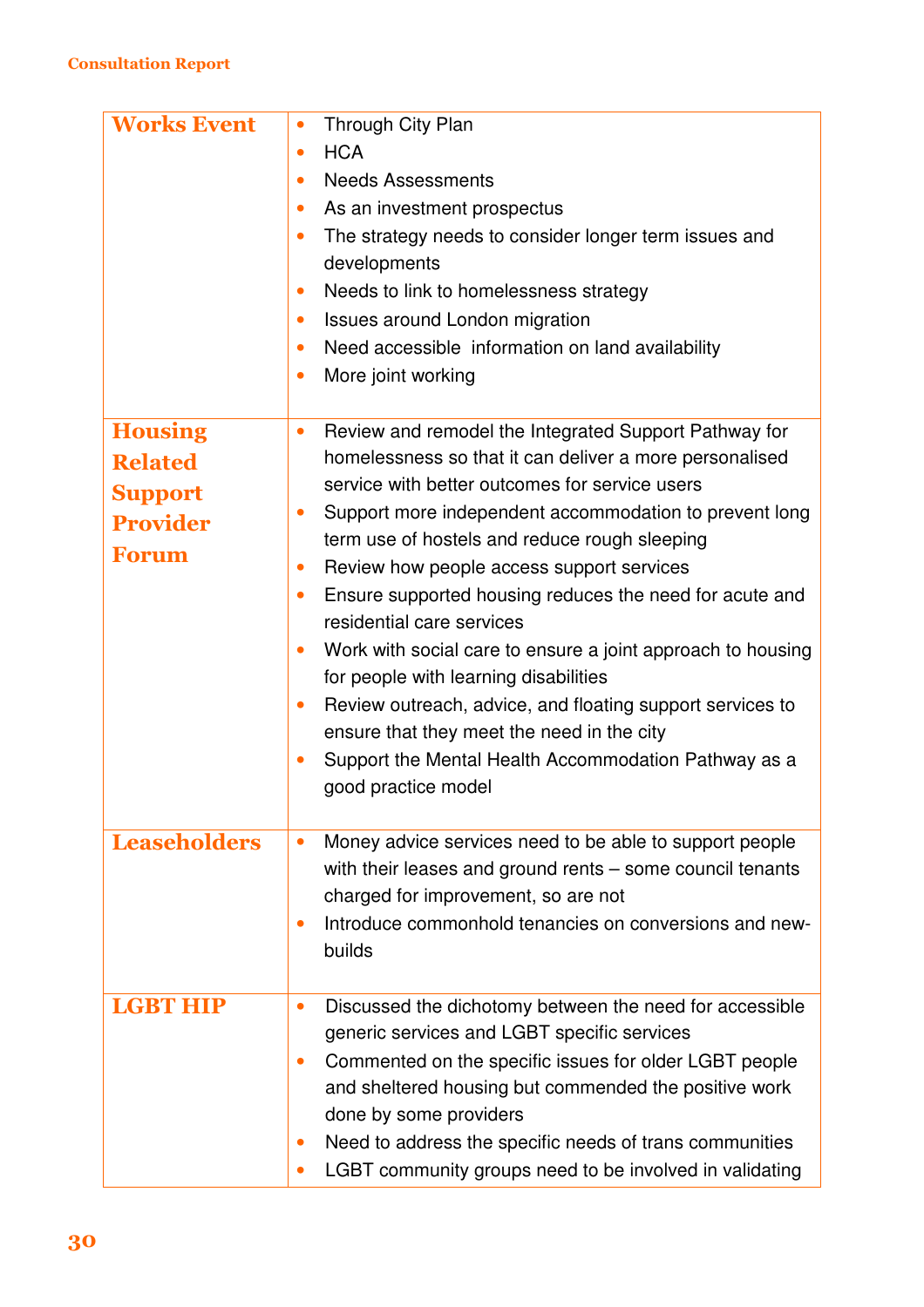| | |
|---|---|
| **Works Event** | • Through City Plan<br>• HCA<br>• Needs Assessments<br>• As an investment prospectus<br>• The strategy needs to consider longer term issues and developments<br>• Needs to link to homelessness strategy<br>• Issues around London migration<br>• Need accessible information on land availability<br>• More joint working |
| **Housing Related Support Provider Forum** | • Review and remodel the Integrated Support Pathway for homelessness so that it can deliver a more personalised service with better outcomes for service users<br>• Support more independent accommodation to prevent long term use of hostels and reduce rough sleeping<br>• Review how people access support services<br>• Ensure supported housing reduces the need for acute and residential care services<br>• Work with social care to ensure a joint approach to housing for people with learning disabilities<br>• Review outreach, advice, and floating support services to ensure that they meet the need in the city<br>• Support the Mental Health Accommodation Pathway as a good practice model |
| **Leaseholders** | • Money advice services need to be able to support people with their leases and ground rents – some council tenants charged for improvement, so are not<br>• Introduce commonhold tenancies on conversions and new-builds |
| **LGBT HIP** | • Discussed the dichotomy between the need for accessible generic services and LGBT specific services<br>• Commented on the specific issues for older LGBT people and sheltered housing but commended the positive work done by some providers<br>• Need to address the specific needs of trans communities<br>• LGBT community groups need to be involved in validating |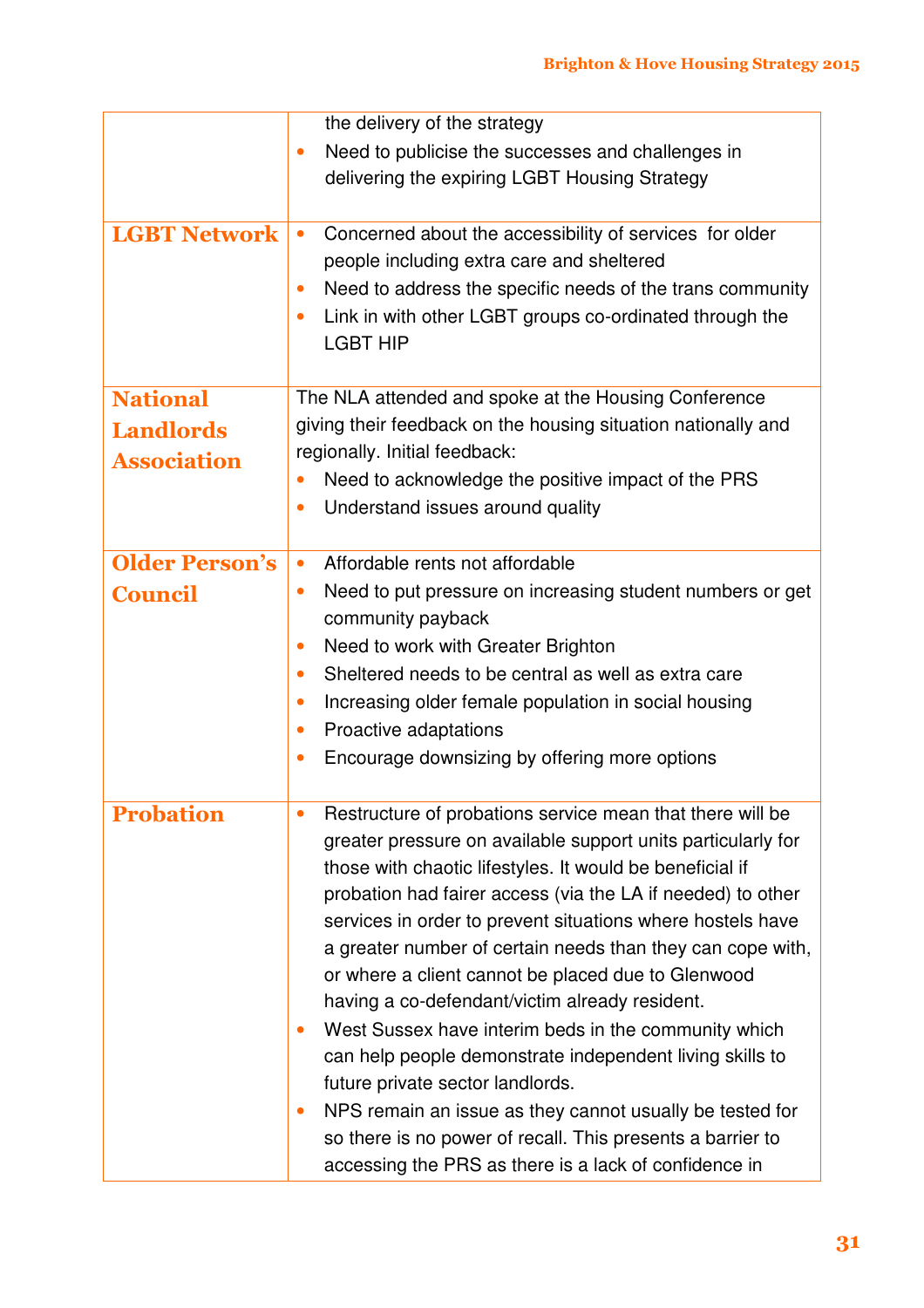| | |
|---|---|
| | the delivery of the strategy<br>• Need to publicise the successes and challenges in delivering the expiring LGBT Housing Strategy |
| **LGBT Network** | • Concerned about the accessibility of services for older people including extra care and sheltered<br>• Need to address the specific needs of the trans community<br>• Link in with other LGBT groups co-ordinated through the LGBT HIP |
| **National Landlords Association** | The NLA attended and spoke at the Housing Conference giving their feedback on the housing situation nationally and regionally. Initial feedback:<br>• Need to acknowledge the positive impact of the PRS<br>• Understand issues around quality |
| **Older Person's Council** | • Affordable rents not affordable<br>• Need to put pressure on increasing student numbers or get community payback<br>• Need to work with Greater Brighton<br>• Sheltered needs to be central as well as extra care<br>• Increasing older female population in social housing<br>• Proactive adaptations<br>• Encourage downsizing by offering more options |
| **Probation** | • Restructure of probations service mean that there will be greater pressure on available support units particularly for those with chaotic lifestyles. It would be beneficial if probation had fairer access (via the LA if needed) to other services in order to prevent situations where hostels have a greater number of certain needs than they can cope with, or where a client cannot be placed due to Glenwood having a co-defendant/victim already resident.<br>• West Sussex have interim beds in the community which can help people demonstrate independent living skills to future private sector landlords.<br>• NPS remain an issue as they cannot usually be tested for so there is no power of recall. This presents a barrier to accessing the PRS as there is a lack of confidence in |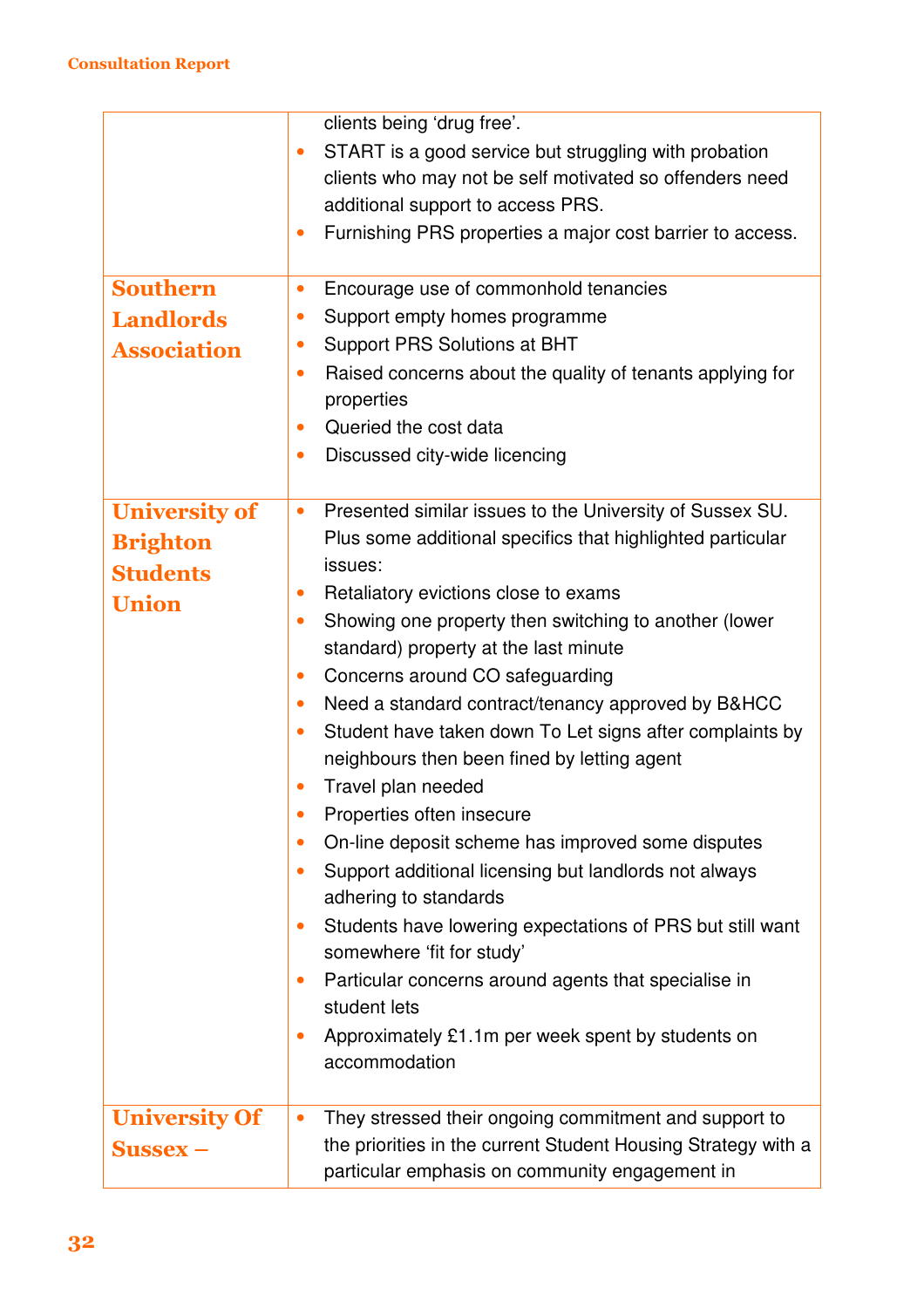| | |
|---|---|
| | clients being 'drug free'.<br>• START is a good service but struggling with probation clients who may not be self motivated so offenders need additional support to access PRS.<br>• Furnishing PRS properties a major cost barrier to access. |
| **Southern Landlords Association** | • Encourage use of commonhold tenancies<br>• Support empty homes programme<br>• Support PRS Solutions at BHT<br>• Raised concerns about the quality of tenants applying for properties<br>• Queried the cost data<br>• Discussed city-wide licencing |
| **University of Brighton Students Union** | • Presented similar issues to the University of Sussex SU. Plus some additional specifics that highlighted particular issues:<br>• Retaliatory evictions close to exams<br>• Showing one property then switching to another (lower standard) property at the last minute<br>• Concerns around CO safeguarding<br>• Need a standard contract/tenancy approved by B&HCC<br>• Student have taken down To Let signs after complaints by neighbours then been fined by letting agent<br>• Travel plan needed<br>• Properties often insecure<br>• On-line deposit scheme has improved some disputes<br>• Support additional licensing but landlords not always adhering to standards<br>• Students have lowering expectations of PRS but still want somewhere 'fit for study'<br>• Particular concerns around agents that specialise in student lets<br>• Approximately £1.1m per week spent by students on accommodation |
| **University Of Sussex –** | • They stressed their ongoing commitment and support to the priorities in the current Student Housing Strategy with a particular emphasis on community engagement in |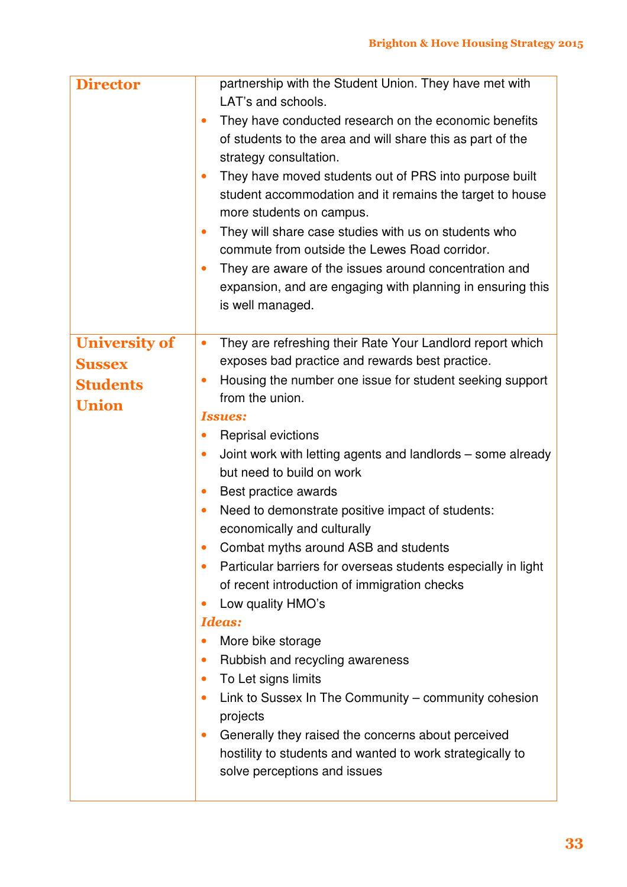| | |
|---|---|
| **Director** | partnership with the Student Union. They have met with LAT's and schools.<br>• They have conducted research on the economic benefits of students to the area and will share this as part of the strategy consultation.<br>• They have moved students out of PRS into purpose built student accommodation and it remains the target to house more students on campus.<br>• They will share case studies with us on students who commute from outside the Lewes Road corridor.<br>• They are aware of the issues around concentration and expansion, and are engaging with planning in ensuring this is well managed. |
| **University of Sussex Students Union** | • They are refreshing their Rate Your Landlord report which exposes bad practice and rewards best practice.<br>• Housing the number one issue for student seeking support from the union.<br>***Issues:***<br>• Reprisal evictions<br>• Joint work with letting agents and landlords – some already but need to build on work<br>• Best practice awards<br>• Need to demonstrate positive impact of students: economically and culturally<br>• Combat myths around ASB and students<br>• Particular barriers for overseas students especially in light of recent introduction of immigration checks<br>• Low quality HMO's<br>***Ideas:***<br>• More bike storage<br>• Rubbish and recycling awareness<br>• To Let signs limits<br>• Link to Sussex In The Community – community cohesion projects<br>• Generally they raised the concerns about perceived hostility to students and wanted to work strategically to solve perceptions and issues |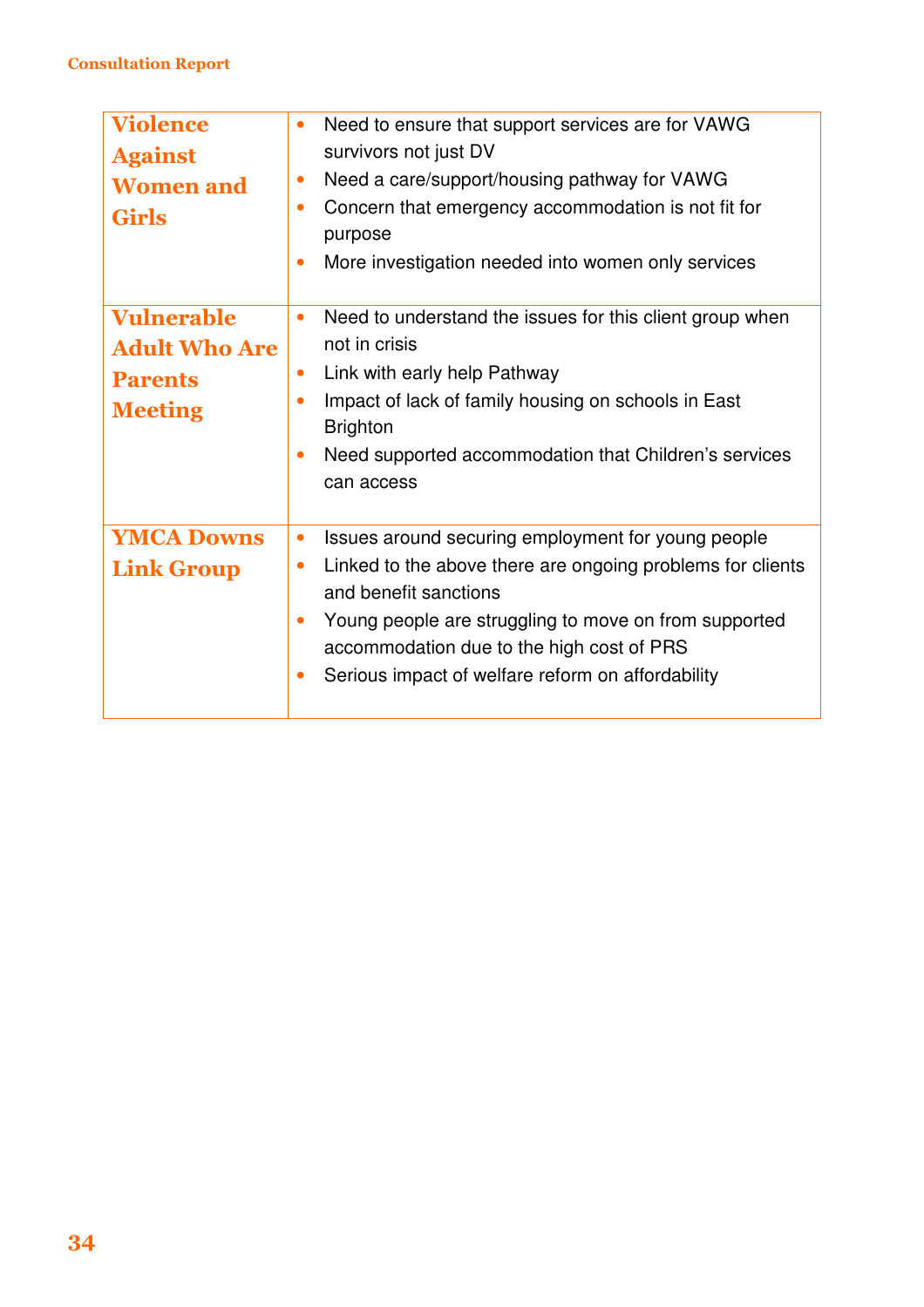| | |
|---|---|
| **Violence Against Women and Girls** | • Need to ensure that support services are for VAWG survivors not just DV<br>• Need a care/support/housing pathway for VAWG<br>• Concern that emergency accommodation is not fit for purpose<br>• More investigation needed into women only services |
| **Vulnerable Adult Who Are Parents Meeting** | • Need to understand the issues for this client group when not in crisis<br>• Link with early help Pathway<br>• Impact of lack of family housing on schools in East Brighton<br>• Need supported accommodation that Children's services can access |
| **YMCA Downs Link Group** | • Issues around securing employment for young people<br>• Linked to the above there are ongoing problems for clients and benefit sanctions<br>• Young people are struggling to move on from supported accommodation due to the high cost of PRS<br>• Serious impact of welfare reform on affordability |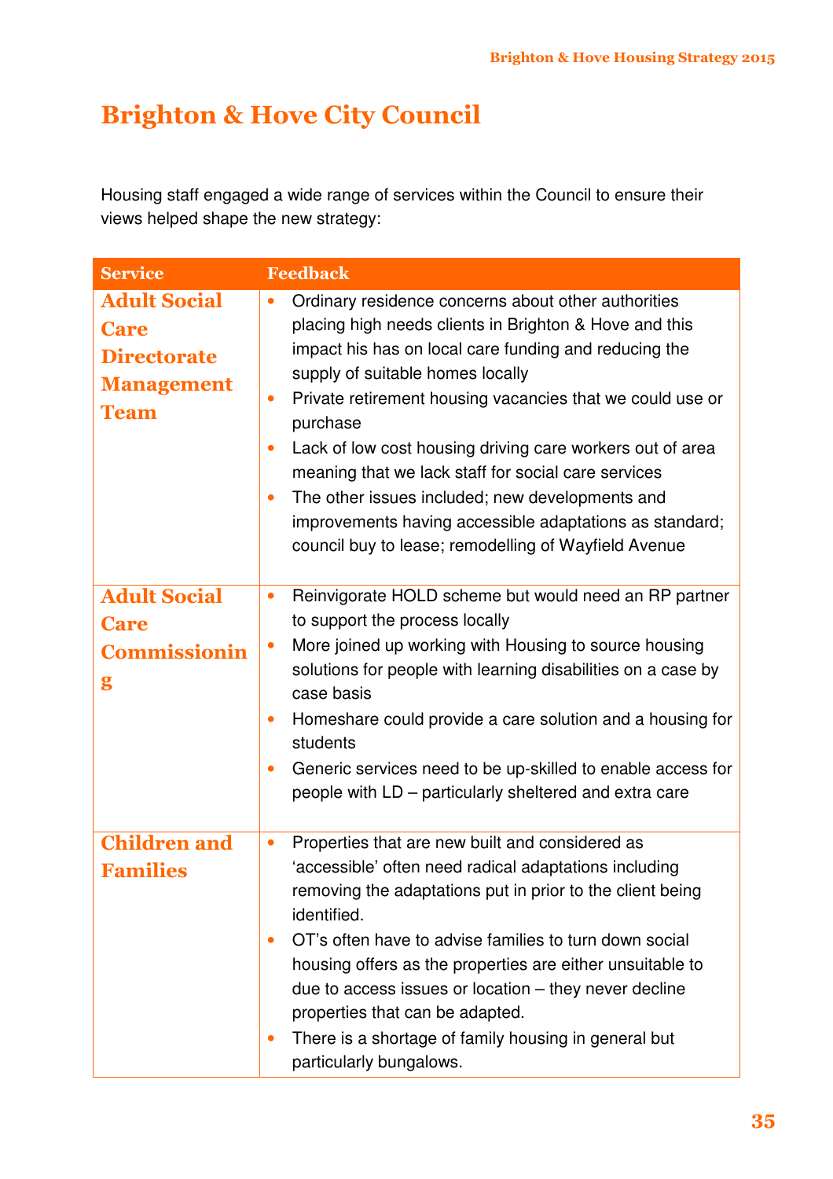# Brighton & Hove City Council

Housing staff engaged a wide range of services within the Council to ensure their views helped shape the new strategy:

| Service | Feedback |
|---|---|
| **Adult Social Care Directorate Management Team** | • Ordinary residence concerns about other authorities placing high needs clients in Brighton & Hove and this impact his has on local care funding and reducing the supply of suitable homes locally<br>• Private retirement housing vacancies that we could use or purchase<br>• Lack of low cost housing driving care workers out of area meaning that we lack staff for social care services<br>• The other issues included; new developments and improvements having accessible adaptations as standard; council buy to lease; remodelling of Wayfield Avenue |
| **Adult Social Care Commissioning** | • Reinvigorate HOLD scheme but would need an RP partner to support the process locally<br>• More joined up working with Housing to source housing solutions for people with learning disabilities on a case by case basis<br>• Homeshare could provide a care solution and a housing for students<br>• Generic services need to be up-skilled to enable access for people with LD – particularly sheltered and extra care |
| **Children and Families** | • Properties that are new built and considered as 'accessible' often need radical adaptations including removing the adaptations put in prior to the client being identified.<br>• OT's often have to advise families to turn down social housing offers as the properties are either unsuitable to due to access issues or location – they never decline properties that can be adapted.<br>• There is a shortage of family housing in general but particularly bungalows. |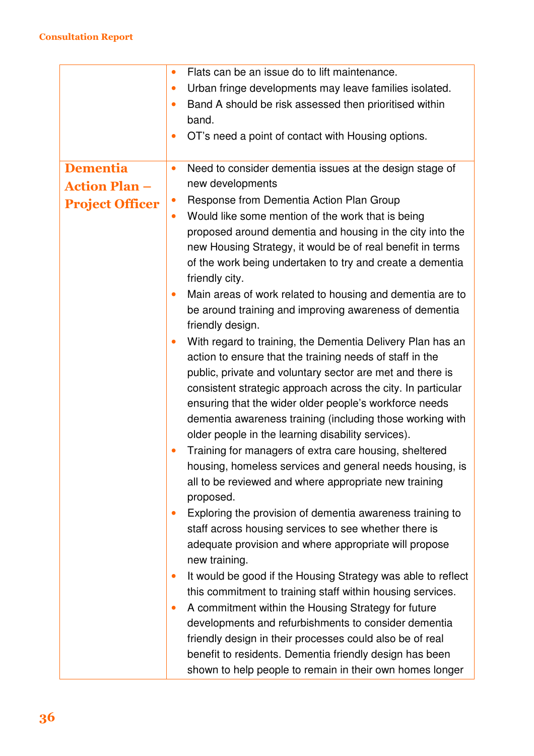| | |
|---|---|
| | • Flats can be an issue do to lift maintenance.<br>• Urban fringe developments may leave families isolated.<br>• Band A should be risk assessed then prioritised within band.<br>• OT's need a point of contact with Housing options. |
| **Dementia Action Plan – Project Officer** | • Need to consider dementia issues at the design stage of new developments<br>• Response from Dementia Action Plan Group<br>• Would like some mention of the work that is being proposed around dementia and housing in the city into the new Housing Strategy, it would be of real benefit in terms of the work being undertaken to try and create a dementia friendly city.<br>• Main areas of work related to housing and dementia are to be around training and improving awareness of dementia friendly design.<br>• With regard to training, the Dementia Delivery Plan has an action to ensure that the training needs of staff in the public, private and voluntary sector are met and there is consistent strategic approach across the city. In particular ensuring that the wider older people's workforce needs dementia awareness training (including those working with older people in the learning disability services).<br>• Training for managers of extra care housing, sheltered housing, homeless services and general needs housing, is all to be reviewed and where appropriate new training proposed.<br>• Exploring the provision of dementia awareness training to staff across housing services to see whether there is adequate provision and where appropriate will propose new training.<br>• It would be good if the Housing Strategy was able to reflect this commitment to training staff within housing services.<br>• A commitment within the Housing Strategy for future developments and refurbishments to consider dementia friendly design in their processes could also be of real benefit to residents. Dementia friendly design has been shown to help people to remain in their own homes longer |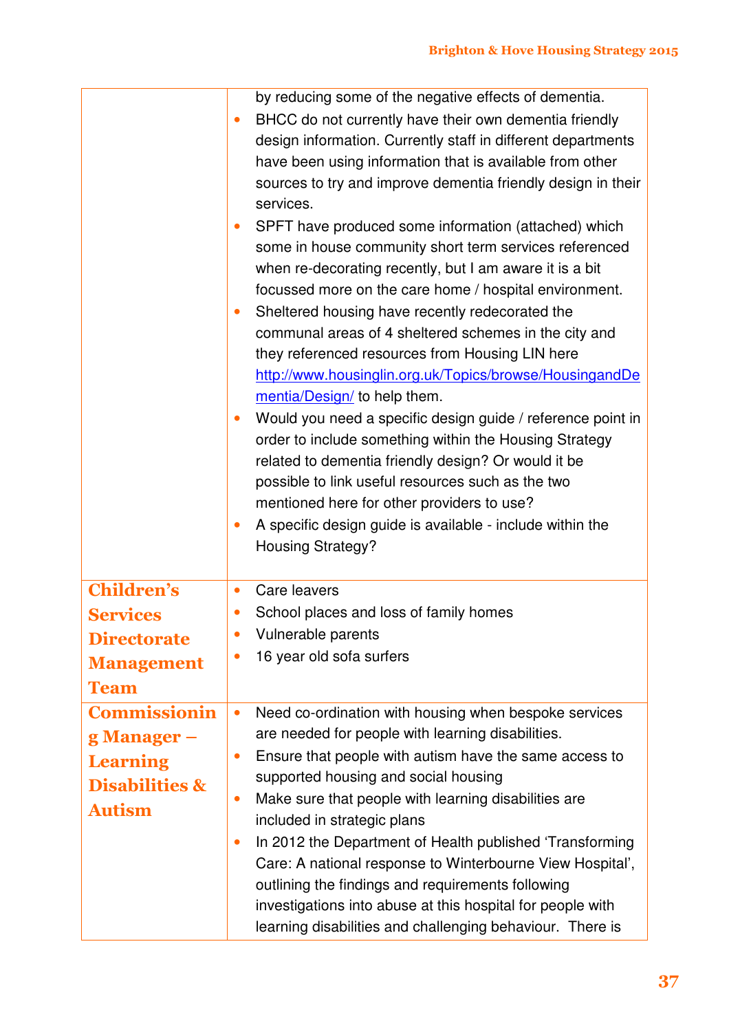| | |
|---|---|
| | by reducing some of the negative effects of dementia.<br>• BHCC do not currently have their own dementia friendly design information. Currently staff in different departments have been using information that is available from other sources to try and improve dementia friendly design in their services.<br>• SPFT have produced some information (attached) which some in house community short term services referenced when re-decorating recently, but I am aware it is a bit focussed more on the care home / hospital environment.<br>• Sheltered housing have recently redecorated the communal areas of 4 sheltered schemes in the city and they referenced resources from Housing LIN here [http://www.housinglin.org.uk/Topics/browse/HousingandDementia/Design/](http://www.housinglin.org.uk/Topics/browse/HousingandDementia/Design/) to help them.<br>• Would you need a specific design guide / reference point in order to include something within the Housing Strategy related to dementia friendly design? Or would it be possible to link useful resources such as the two mentioned here for other providers to use?<br>• A specific design guide is available - include within the Housing Strategy? |
| **Children's Services Directorate Management Team** | • Care leavers<br>• School places and loss of family homes<br>• Vulnerable parents<br>• 16 year old sofa surfers |
| **Commissioning Manager – Learning Disabilities & Autism** | • Need co-ordination with housing when bespoke services are needed for people with learning disabilities.<br>• Ensure that people with autism have the same access to supported housing and social housing<br>• Make sure that people with learning disabilities are included in strategic plans<br>• In 2012 the Department of Health published 'Transforming Care: A national response to Winterbourne View Hospital', outlining the findings and requirements following investigations into abuse at this hospital for people with learning disabilities and challenging behaviour. There is |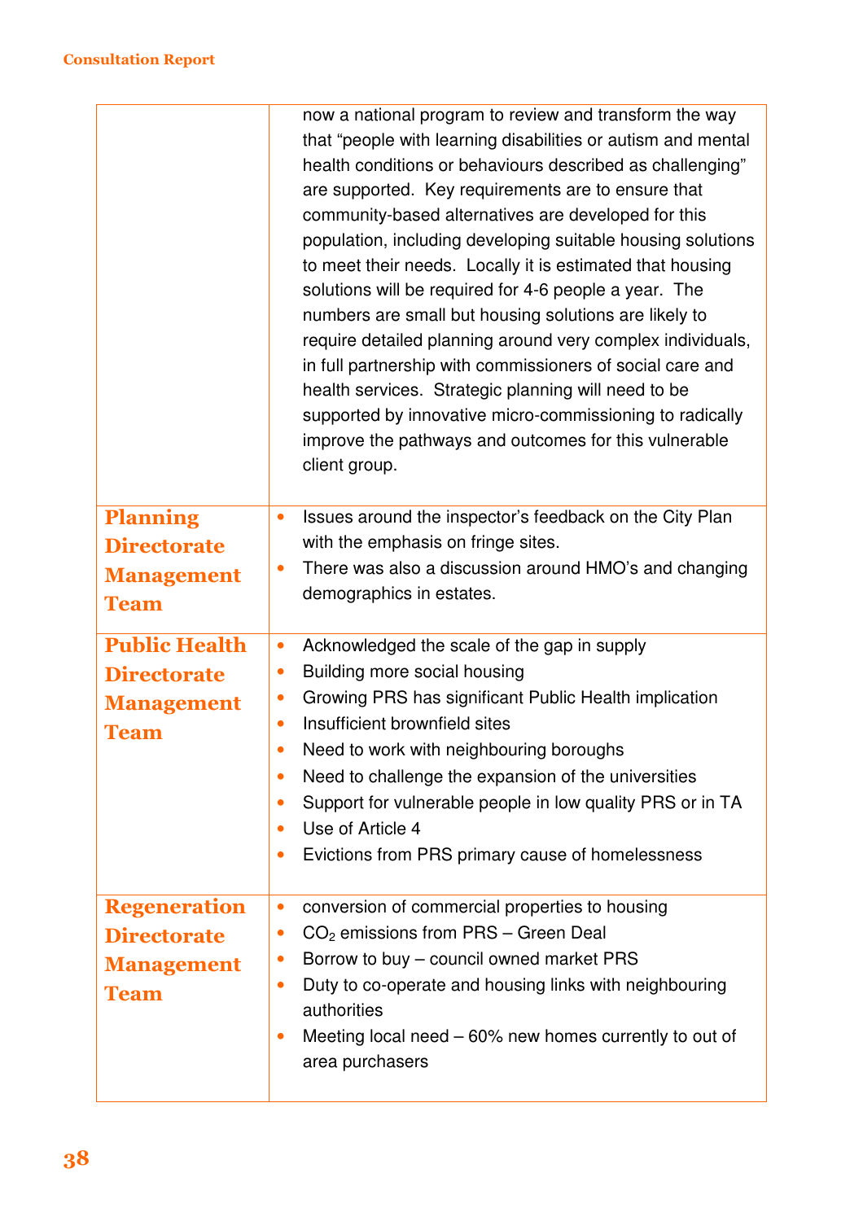| | |
|---|---|
| | now a national program to review and transform the way that "people with learning disabilities or autism and mental health conditions or behaviours described as challenging" are supported. Key requirements are to ensure that community-based alternatives are developed for this population, including developing suitable housing solutions to meet their needs. Locally it is estimated that housing solutions will be required for 4-6 people a year. The numbers are small but housing solutions are likely to require detailed planning around very complex individuals, in full partnership with commissioners of social care and health services. Strategic planning will need to be supported by innovative micro-commissioning to radically improve the pathways and outcomes for this vulnerable client group. |
| **Planning Directorate Management Team** | • Issues around the inspector's feedback on the City Plan with the emphasis on fringe sites.<br>• There was also a discussion around HMO's and changing demographics in estates. |
| **Public Health Directorate Management Team** | • Acknowledged the scale of the gap in supply<br>• Building more social housing<br>• Growing PRS has significant Public Health implication<br>• Insufficient brownfield sites<br>• Need to work with neighbouring boroughs<br>• Need to challenge the expansion of the universities<br>• Support for vulnerable people in low quality PRS or in TA<br>• Use of Article 4<br>• Evictions from PRS primary cause of homelessness |
| **Regeneration Directorate Management Team** | • conversion of commercial properties to housing<br>• $CO_2$ emissions from PRS – Green Deal<br>• Borrow to buy – council owned market PRS<br>• Duty to co-operate and housing links with neighbouring authorities<br>• Meeting local need – 60% new homes currently to out of area purchasers |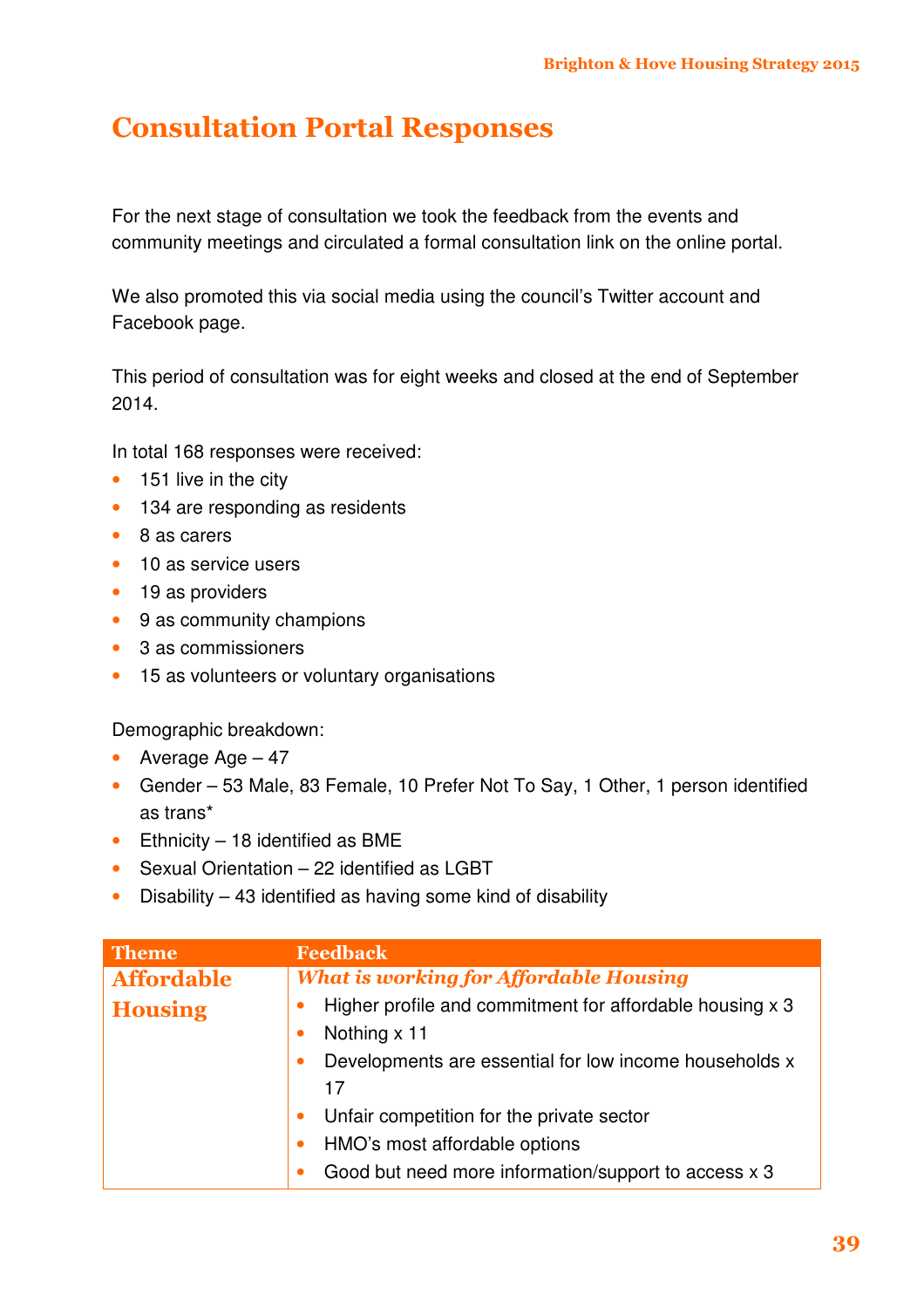# Consultation Portal Responses

For the next stage of consultation we took the feedback from the events and community meetings and circulated a formal consultation link on the online portal.

We also promoted this via social media using the council's Twitter account and Facebook page.

This period of consultation was for eight weeks and closed at the end of September 2014.

In total 168 responses were received:

- 151 live in the city
- 134 are responding as residents
- 8 as carers
- 10 as service users
- 19 as providers
- 9 as community champions
- 3 as commissioners
- 15 as volunteers or voluntary organisations

Demographic breakdown:

- Average Age – 47
- Gender – 53 Male, 83 Female, 10 Prefer Not To Say, 1 Other, 1 person identified as trans*
- Ethnicity – 18 identified as BME
- Sexual Orientation – 22 identified as LGBT
- Disability – 43 identified as having some kind of disability

| Theme | Feedback |
|---|---|
| **Affordable Housing** | ***What is working for Affordable Housing***<br>• Higher profile and commitment for affordable housing x 3<br>• Nothing x 11<br>• Developments are essential for low income households x 17<br>• Unfair competition for the private sector<br>• HMO's most affordable options<br>• Good but need more information/support to access x 3 |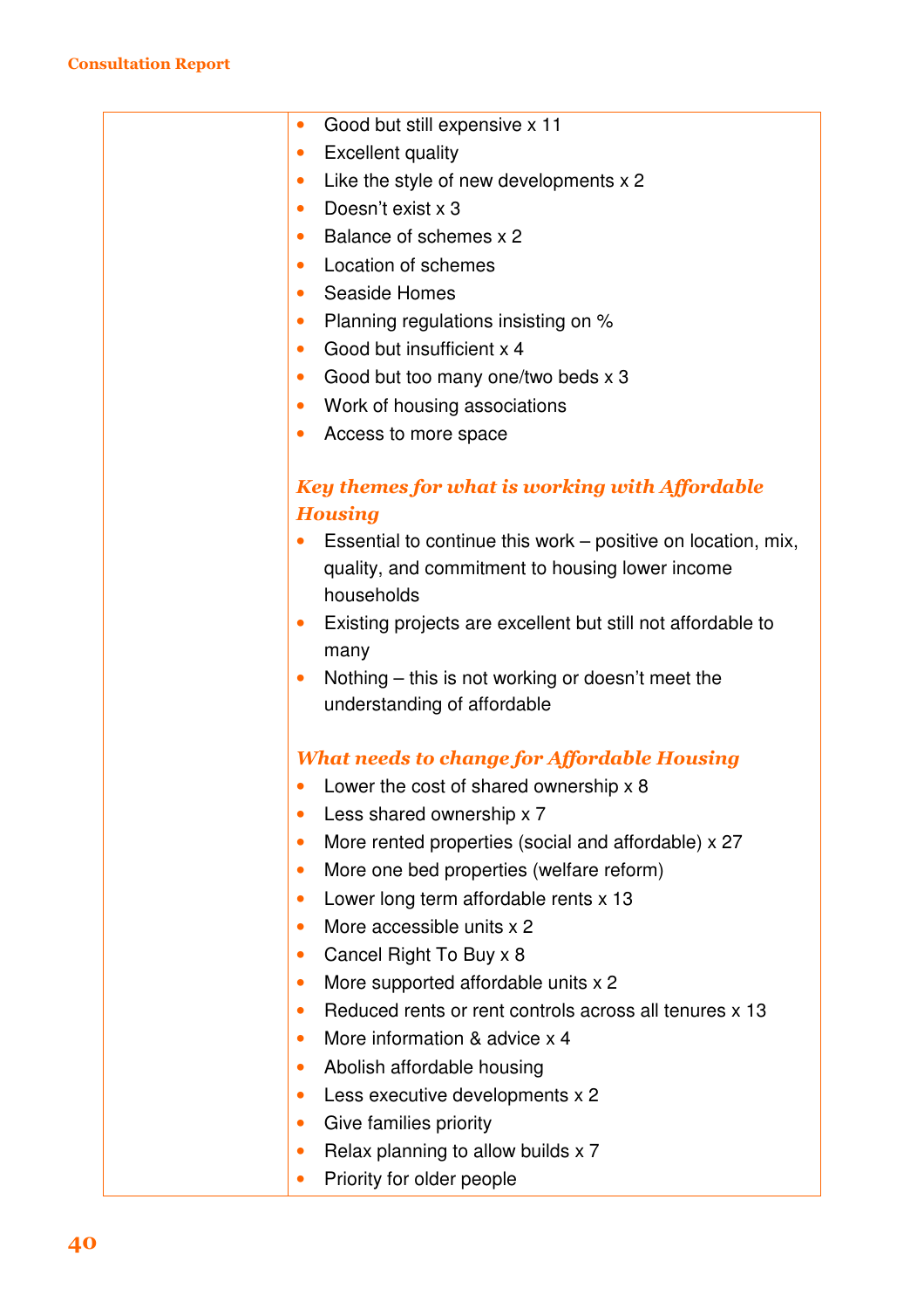- Good but still expensive x 11
- Excellent quality
- Like the style of new developments x 2
- Doesn't exist x 3
- Balance of schemes x 2
- Location of schemes
- Seaside Homes
- Planning regulations insisting on %
- Good but insufficient x 4
- Good but too many one/two beds x 3
- Work of housing associations
- Access to more space

***Key themes for what is working with Affordable Housing***

- Essential to continue this work – positive on location, mix, quality, and commitment to housing lower income households
- Existing projects are excellent but still not affordable to many
- Nothing – this is not working or doesn't meet the understanding of affordable

***What needs to change for Affordable Housing***

- Lower the cost of shared ownership x 8
- Less shared ownership x 7
- More rented properties (social and affordable) x 27
- More one bed properties (welfare reform)
- Lower long term affordable rents x 13
- More accessible units x 2
- Cancel Right To Buy x 8
- More supported affordable units x 2
- Reduced rents or rent controls across all tenures x 13
- More information & advice x 4
- Abolish affordable housing
- Less executive developments x 2
- Give families priority
- Relax planning to allow builds x 7
- Priority for older people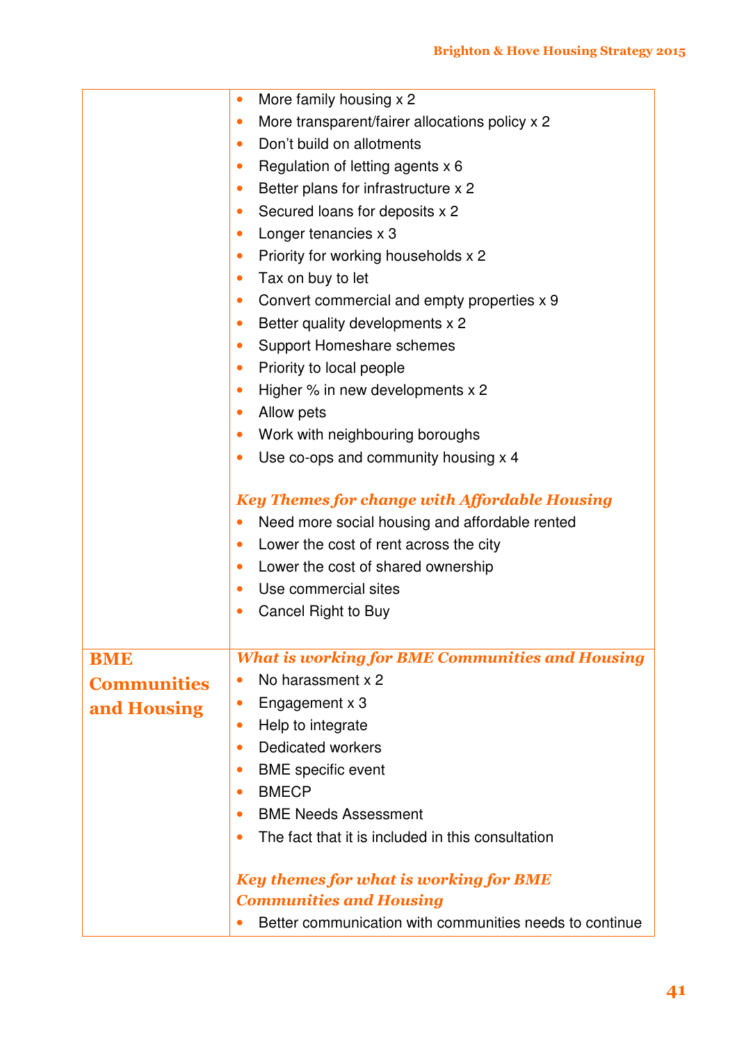| | |
|---|---|
| | • More family housing x 2<br>• More transparent/fairer allocations policy x 2<br>• Don't build on allotments<br>• Regulation of letting agents x 6<br>• Better plans for infrastructure x 2<br>• Secured loans for deposits x 2<br>• Longer tenancies x 3<br>• Priority for working households x 2<br>• Tax on buy to let<br>• Convert commercial and empty properties x 9<br>• Better quality developments x 2<br>• Support Homeshare schemes<br>• Priority to local people<br>• Higher % in new developments x 2<br>• Allow pets<br>• Work with neighbouring boroughs<br>• Use co-ops and community housing x 4<br><br>***Key Themes for change with Affordable Housing***<br>• Need more social housing and affordable rented<br>• Lower the cost of rent across the city<br>• Lower the cost of shared ownership<br>• Use commercial sites<br>• Cancel Right to Buy |
| **BME Communities and Housing** | ***What is working for BME Communities and Housing***<br>• No harassment x 2<br>• Engagement x 3<br>• Help to integrate<br>• Dedicated workers<br>• BME specific event<br>• BMECP<br>• BME Needs Assessment<br>• The fact that it is included in this consultation<br><br>***Key themes for what is working for BME Communities and Housing***<br>• Better communication with communities needs to continue |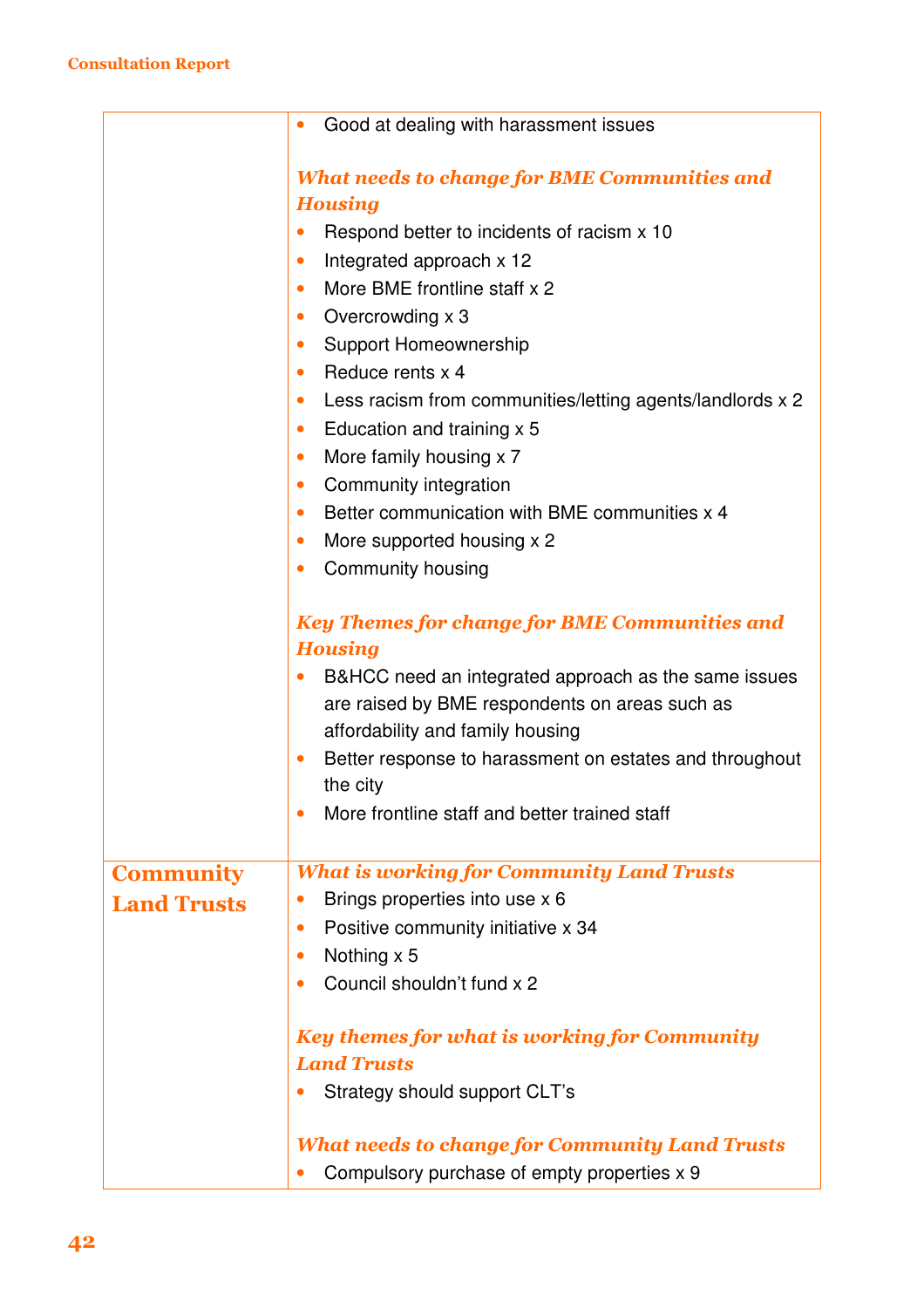| | |
|---|---|
| | • Good at dealing with harassment issues<br><br>***What needs to change for BME Communities and Housing***<br>• Respond better to incidents of racism x 10<br>• Integrated approach x 12<br>• More BME frontline staff x 2<br>• Overcrowding x 3<br>• Support Homeownership<br>• Reduce rents x 4<br>• Less racism from communities/letting agents/landlords x 2<br>• Education and training x 5<br>• More family housing x 7<br>• Community integration<br>• Better communication with BME communities x 4<br>• More supported housing x 2<br>• Community housing<br><br>***Key Themes for change for BME Communities and Housing***<br>• B&HCC need an integrated approach as the same issues are raised by BME respondents on areas such as affordability and family housing<br>• Better response to harassment on estates and throughout the city<br>• More frontline staff and better trained staff |
| **Community Land Trusts** | ***What is working for Community Land Trusts***<br>• Brings properties into use x 6<br>• Positive community initiative x 34<br>• Nothing x 5<br>• Council shouldn't fund x 2<br><br>***Key themes for what is working for Community Land Trusts***<br>• Strategy should support CLT's<br><br>***What needs to change for Community Land Trusts***<br>• Compulsory purchase of empty properties x 9 |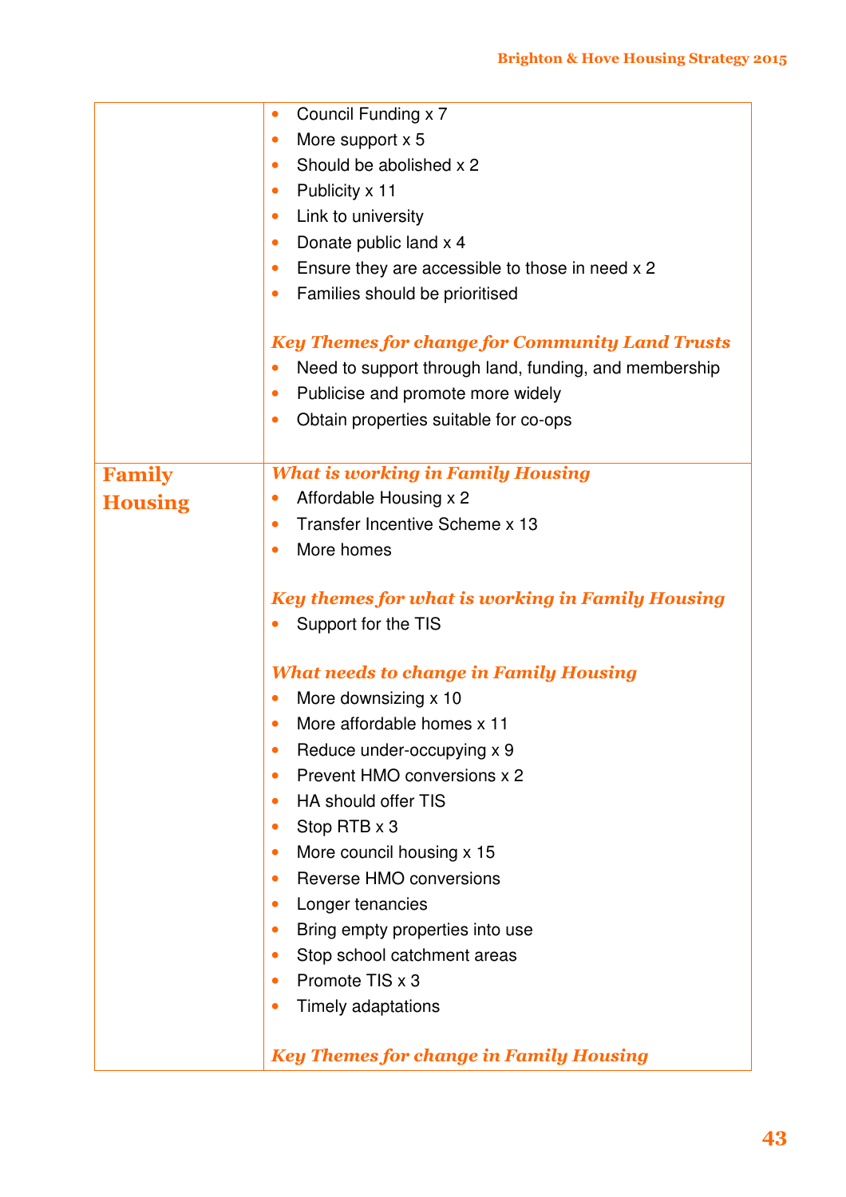| | |
|---|---|
| | • Council Funding x 7<br>• More support x 5<br>• Should be abolished x 2<br>• Publicity x 11<br>• Link to university<br>• Donate public land x 4<br>• Ensure they are accessible to those in need x 2<br>• Families should be prioritised<br><br>***Key Themes for change for Community Land Trusts***<br>• Need to support through land, funding, and membership<br>• Publicise and promote more widely<br>• Obtain properties suitable for co-ops |
| **Family Housing** | ***What is working in Family Housing***<br>• Affordable Housing x 2<br>• Transfer Incentive Scheme x 13<br>• More homes<br><br>***Key themes for what is working in Family Housing***<br>• Support for the TIS<br><br>***What needs to change in Family Housing***<br>• More downsizing x 10<br>• More affordable homes x 11<br>• Reduce under-occupying x 9<br>• Prevent HMO conversions x 2<br>• HA should offer TIS<br>• Stop RTB x 3<br>• More council housing x 15<br>• Reverse HMO conversions<br>• Longer tenancies<br>• Bring empty properties into use<br>• Stop school catchment areas<br>• Promote TIS x 3<br>• Timely adaptations<br><br>***Key Themes for change in Family Housing*** |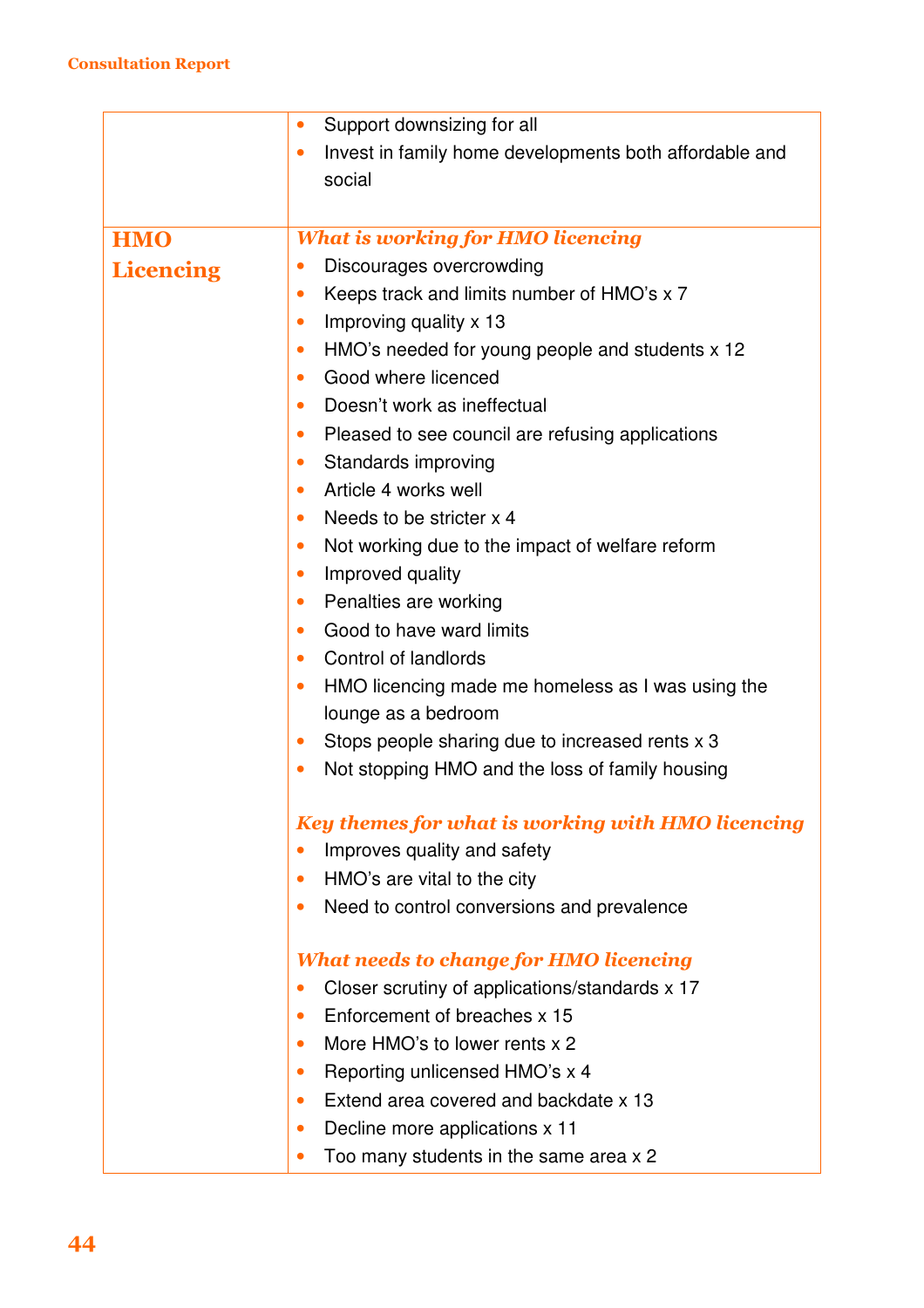| | |
|---|---|
| | • Support downsizing for all<br>• Invest in family home developments both affordable and social |
| **HMO Licencing** | ***What is working for HMO licencing***<br>• Discourages overcrowding<br>• Keeps track and limits number of HMO's x 7<br>• Improving quality x 13<br>• HMO's needed for young people and students x 12<br>• Good where licenced<br>• Doesn't work as ineffectual<br>• Pleased to see council are refusing applications<br>• Standards improving<br>• Article 4 works well<br>• Needs to be stricter x 4<br>• Not working due to the impact of welfare reform<br>• Improved quality<br>• Penalties are working<br>• Good to have ward limits<br>• Control of landlords<br>• HMO licencing made me homeless as I was using the lounge as a bedroom<br>• Stops people sharing due to increased rents x 3<br>• Not stopping HMO and the loss of family housing<br><br>***Key themes for what is working with HMO licencing***<br>• Improves quality and safety<br>• HMO's are vital to the city<br>• Need to control conversions and prevalence<br><br>***What needs to change for HMO licencing***<br>• Closer scrutiny of applications/standards x 17<br>• Enforcement of breaches x 15<br>• More HMO's to lower rents x 2<br>• Reporting unlicensed HMO's x 4<br>• Extend area covered and backdate x 13<br>• Decline more applications x 11<br>• Too many students in the same area x 2 |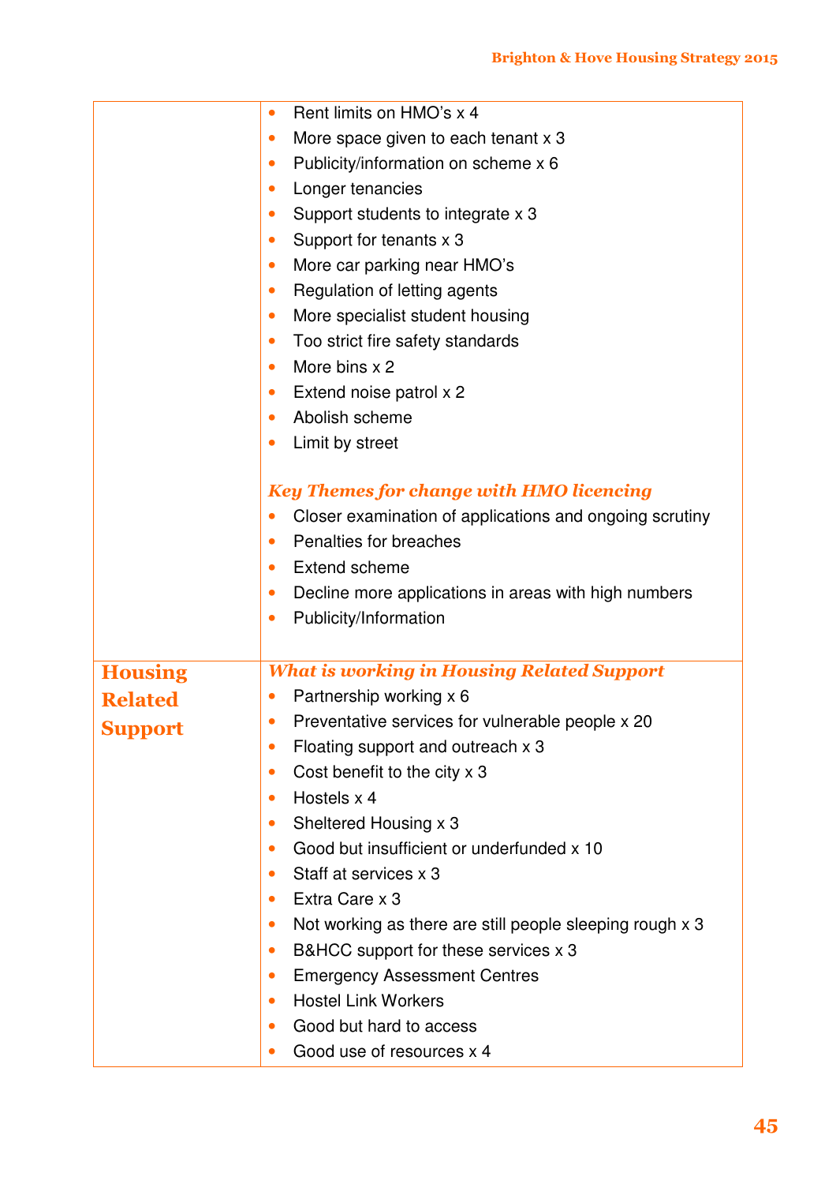| | |
|---|---|
| | • Rent limits on HMO's x 4<br>• More space given to each tenant x 3<br>• Publicity/information on scheme x 6<br>• Longer tenancies<br>• Support students to integrate x 3<br>• Support for tenants x 3<br>• More car parking near HMO's<br>• Regulation of letting agents<br>• More specialist student housing<br>• Too strict fire safety standards<br>• More bins x 2<br>• Extend noise patrol x 2<br>• Abolish scheme<br>• Limit by street<br><br>***Key Themes for change with HMO licencing***<br>• Closer examination of applications and ongoing scrutiny<br>• Penalties for breaches<br>• Extend scheme<br>• Decline more applications in areas with high numbers<br>• Publicity/Information |
| **Housing Related Support** | ***What is working in Housing Related Support***<br>• Partnership working x 6<br>• Preventative services for vulnerable people x 20<br>• Floating support and outreach x 3<br>• Cost benefit to the city x 3<br>• Hostels x 4<br>• Sheltered Housing x 3<br>• Good but insufficient or underfunded x 10<br>• Staff at services x 3<br>• Extra Care x 3<br>• Not working as there are still people sleeping rough x 3<br>• B&HCC support for these services x 3<br>• Emergency Assessment Centres<br>• Hostel Link Workers<br>• Good but hard to access<br>• Good use of resources x 4 |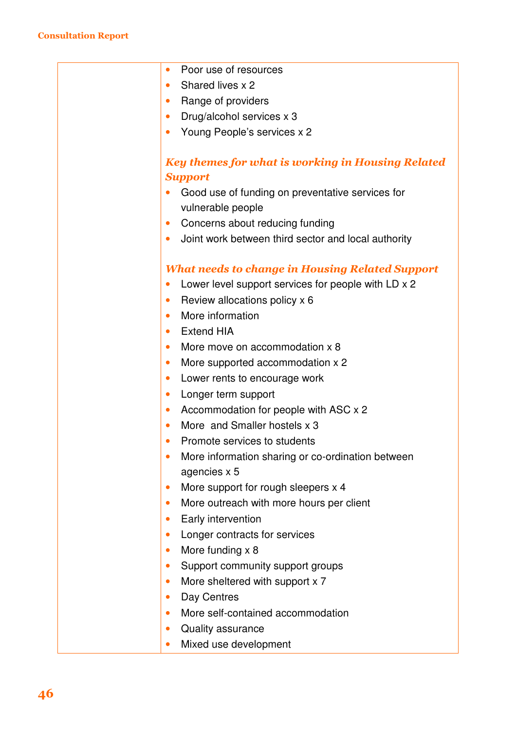| | |
|---|---|
| | • Poor use of resources<br>• Shared lives x 2<br>• Range of providers<br>• Drug/alcohol services x 3<br>• Young People's services x 2<br><br>***Key themes for what is working in Housing Related Support***<br>• Good use of funding on preventative services for vulnerable people<br>• Concerns about reducing funding<br>• Joint work between third sector and local authority<br><br>***What needs to change in Housing Related Support***<br>• Lower level support services for people with LD x 2<br>• Review allocations policy x 6<br>• More information<br>• Extend HIA<br>• More move on accommodation x 8<br>• More supported accommodation x 2<br>• Lower rents to encourage work<br>• Longer term support<br>• Accommodation for people with ASC x 2<br>• More and Smaller hostels x 3<br>• Promote services to students<br>• More information sharing or co-ordination between agencies x 5<br>• More support for rough sleepers x 4<br>• More outreach with more hours per client<br>• Early intervention<br>• Longer contracts for services<br>• More funding x 8<br>• Support community support groups<br>• More sheltered with support x 7<br>• Day Centres<br>• More self-contained accommodation<br>• Quality assurance<br>• Mixed use development |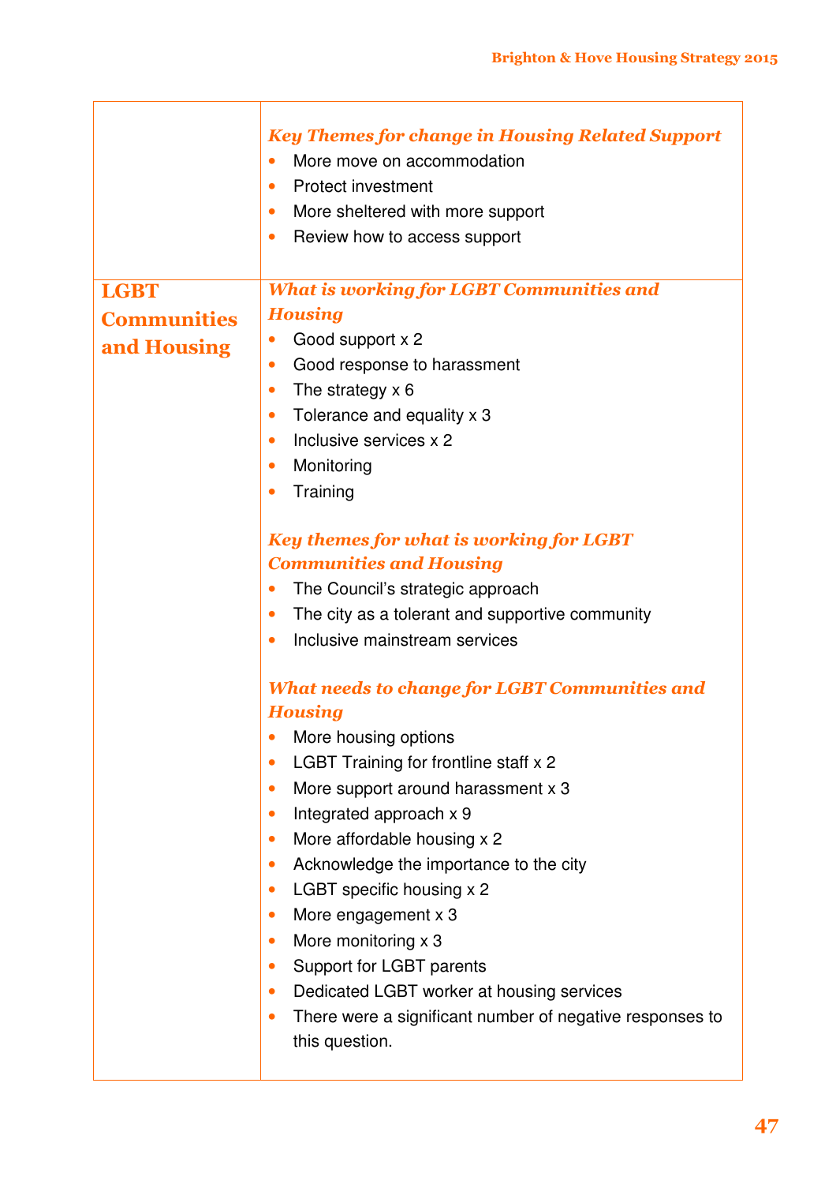| | |
|---|---|
| | ***Key Themes for change in Housing Related Support***<br>• More move on accommodation<br>• Protect investment<br>• More sheltered with more support<br>• Review how to access support |
| **LGBT Communities and Housing** | ***What is working for LGBT Communities and Housing***<br>• Good support x 2<br>• Good response to harassment<br>• The strategy x 6<br>• Tolerance and equality x 3<br>• Inclusive services x 2<br>• Monitoring<br>• Training<br><br>***Key themes for what is working for LGBT Communities and Housing***<br>• The Council's strategic approach<br>• The city as a tolerant and supportive community<br>• Inclusive mainstream services<br><br>***What needs to change for LGBT Communities and Housing***<br>• More housing options<br>• LGBT Training for frontline staff x 2<br>• More support around harassment x 3<br>• Integrated approach x 9<br>• More affordable housing x 2<br>• Acknowledge the importance to the city<br>• LGBT specific housing x 2<br>• More engagement x 3<br>• More monitoring x 3<br>• Support for LGBT parents<br>• Dedicated LGBT worker at housing services<br>• There were a significant number of negative responses to this question. |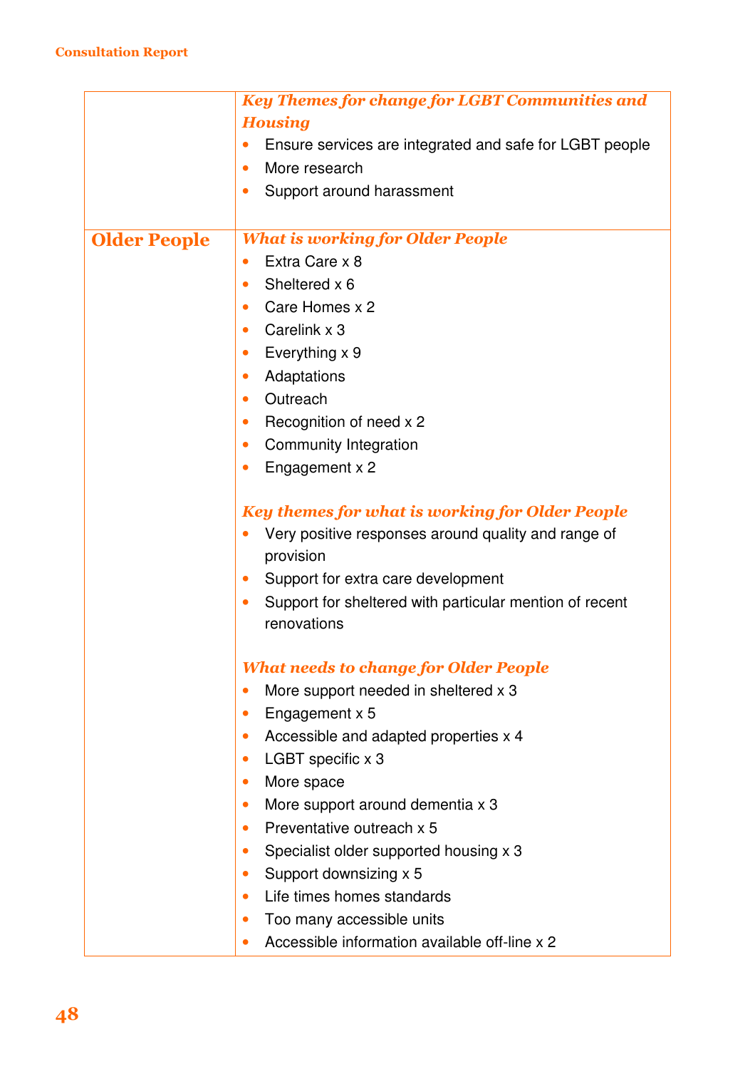| | |
|---|---|
| | ***Key Themes for change for LGBT Communities and Housing***<br>• Ensure services are integrated and safe for LGBT people<br>• More research<br>• Support around harassment |
| **Older People** | ***What is working for Older People***<br>• Extra Care x 8<br>• Sheltered x 6<br>• Care Homes x 2<br>• Carelink x 3<br>• Everything x 9<br>• Adaptations<br>• Outreach<br>• Recognition of need x 2<br>• Community Integration<br>• Engagement x 2<br><br>***Key themes for what is working for Older People***<br>• Very positive responses around quality and range of provision<br>• Support for extra care development<br>• Support for sheltered with particular mention of recent renovations<br><br>***What needs to change for Older People***<br>• More support needed in sheltered x 3<br>• Engagement x 5<br>• Accessible and adapted properties x 4<br>• LGBT specific x 3<br>• More space<br>• More support around dementia x 3<br>• Preventative outreach x 5<br>• Specialist older supported housing x 3<br>• Support downsizing x 5<br>• Life times homes standards<br>• Too many accessible units<br>• Accessible information available off-line x 2 |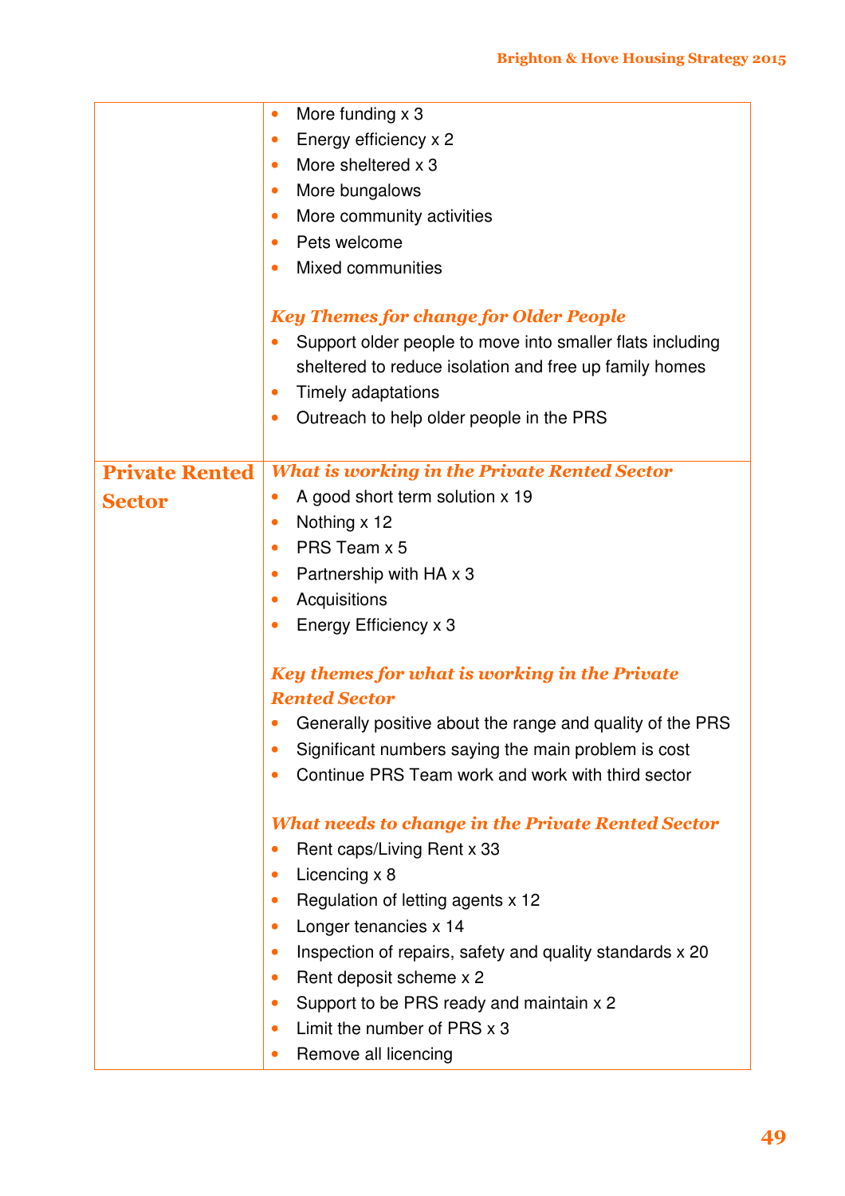| | |
|---|---|
| | • More funding x 3<br>• Energy efficiency x 2<br>• More sheltered x 3<br>• More bungalows<br>• More community activities<br>• Pets welcome<br>• Mixed communities<br><br>***Key Themes for change for Older People***<br>• Support older people to move into smaller flats including sheltered to reduce isolation and free up family homes<br>• Timely adaptations<br>• Outreach to help older people in the PRS |
| **Private Rented Sector** | ***What is working in the Private Rented Sector***<br>• A good short term solution x 19<br>• Nothing x 12<br>• PRS Team x 5<br>• Partnership with HA x 3<br>• Acquisitions<br>• Energy Efficiency x 3<br><br>***Key themes for what is working in the Private Rented Sector***<br>• Generally positive about the range and quality of the PRS<br>• Significant numbers saying the main problem is cost<br>• Continue PRS Team work and work with third sector<br><br>***What needs to change in the Private Rented Sector***<br>• Rent caps/Living Rent x 33<br>• Licencing x 8<br>• Regulation of letting agents x 12<br>• Longer tenancies x 14<br>• Inspection of repairs, safety and quality standards x 20<br>• Rent deposit scheme x 2<br>• Support to be PRS ready and maintain x 2<br>• Limit the number of PRS x 3<br>• Remove all licencing |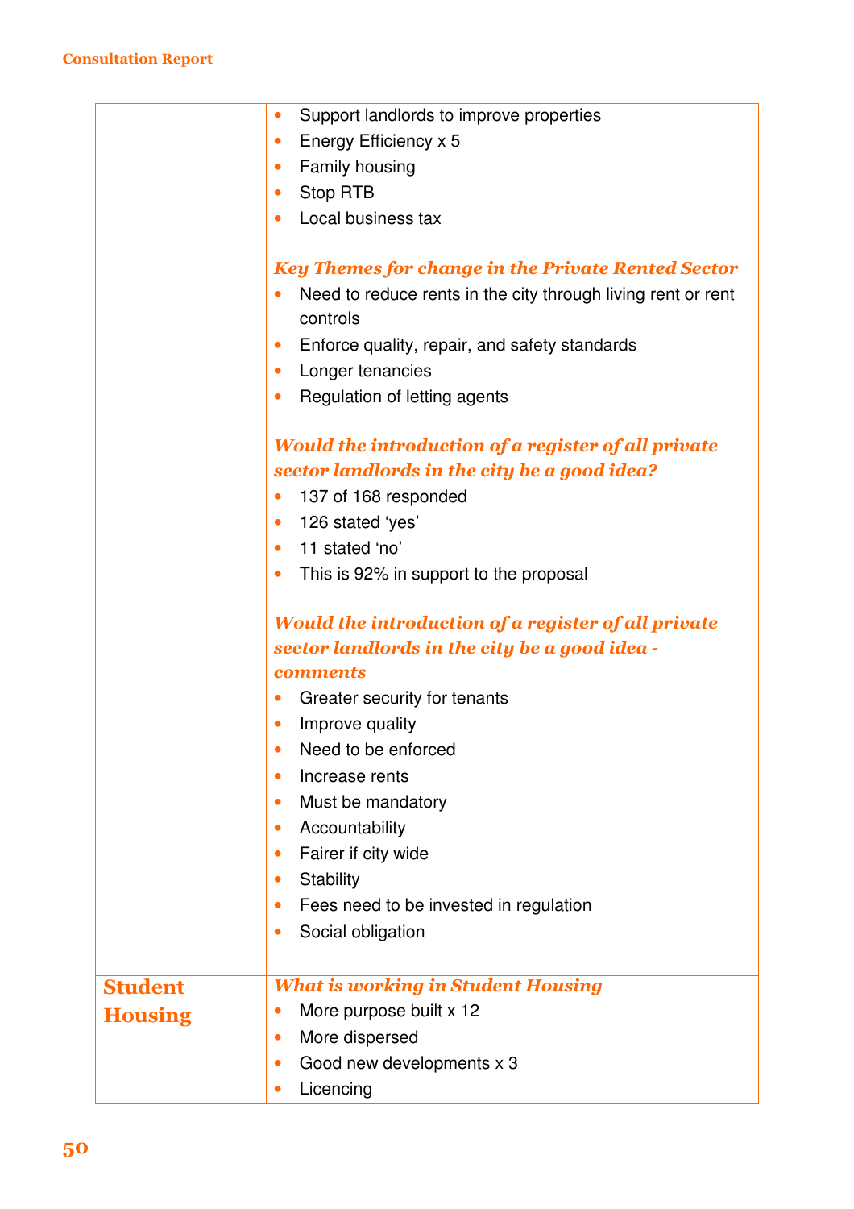| | |
|---|---|
| | • Support landlords to improve properties<br>• Energy Efficiency x 5<br>• Family housing<br>• Stop RTB<br>• Local business tax<br><br>***Key Themes for change in the Private Rented Sector***<br>• Need to reduce rents in the city through living rent or rent controls<br>• Enforce quality, repair, and safety standards<br>• Longer tenancies<br>• Regulation of letting agents<br><br>***Would the introduction of a register of all private sector landlords in the city be a good idea?***<br>• 137 of 168 responded<br>• 126 stated 'yes'<br>• 11 stated 'no'<br>• This is 92% in support to the proposal<br><br>***Would the introduction of a register of all private sector landlords in the city be a good idea - comments***<br>• Greater security for tenants<br>• Improve quality<br>• Need to be enforced<br>• Increase rents<br>• Must be mandatory<br>• Accountability<br>• Fairer if city wide<br>• Stability<br>• Fees need to be invested in regulation<br>• Social obligation |
| **Student Housing** | ***What is working in Student Housing***<br>• More purpose built x 12<br>• More dispersed<br>• Good new developments x 3<br>• Licencing |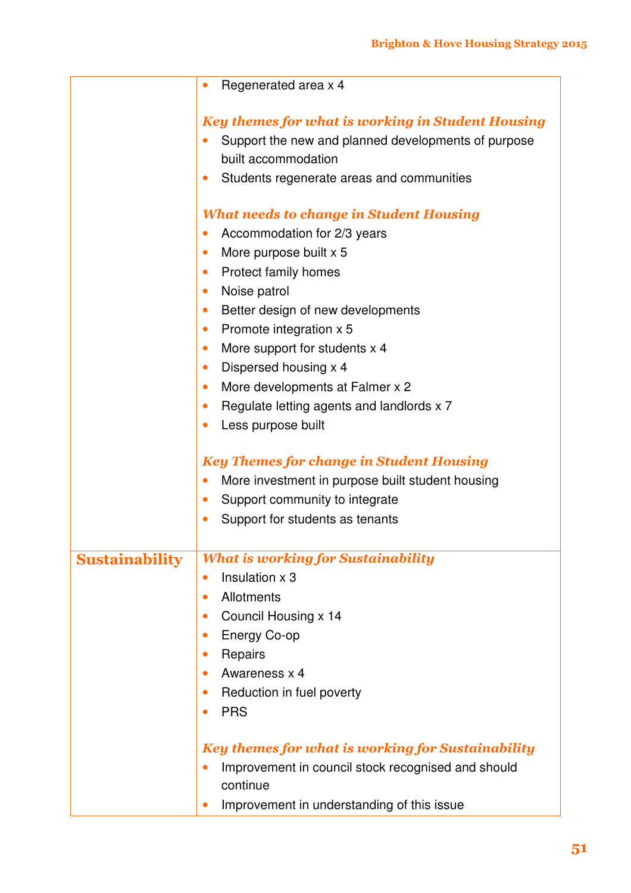| | |
|---|---|
| | • Regenerated area x 4<br><br>***Key themes for what is working in Student Housing***<br>• Support the new and planned developments of purpose built accommodation<br>• Students regenerate areas and communities<br><br>***What needs to change in Student Housing***<br>• Accommodation for 2/3 years<br>• More purpose built x 5<br>• Protect family homes<br>• Noise patrol<br>• Better design of new developments<br>• Promote integration x 5<br>• More support for students x 4<br>• Dispersed housing x 4<br>• More developments at Falmer x 2<br>• Regulate letting agents and landlords x 7<br>• Less purpose built<br><br>***Key Themes for change in Student Housing***<br>• More investment in purpose built student housing<br>• Support community to integrate<br>• Support for students as tenants |
| **Sustainability** | ***What is working for Sustainability***<br>• Insulation x 3<br>• Allotments<br>• Council Housing x 14<br>• Energy Co-op<br>• Repairs<br>• Awareness x 4<br>• Reduction in fuel poverty<br>• PRS<br><br>***Key themes for what is working for Sustainability***<br>• Improvement in council stock recognised and should continue<br>• Improvement in understanding of this issue |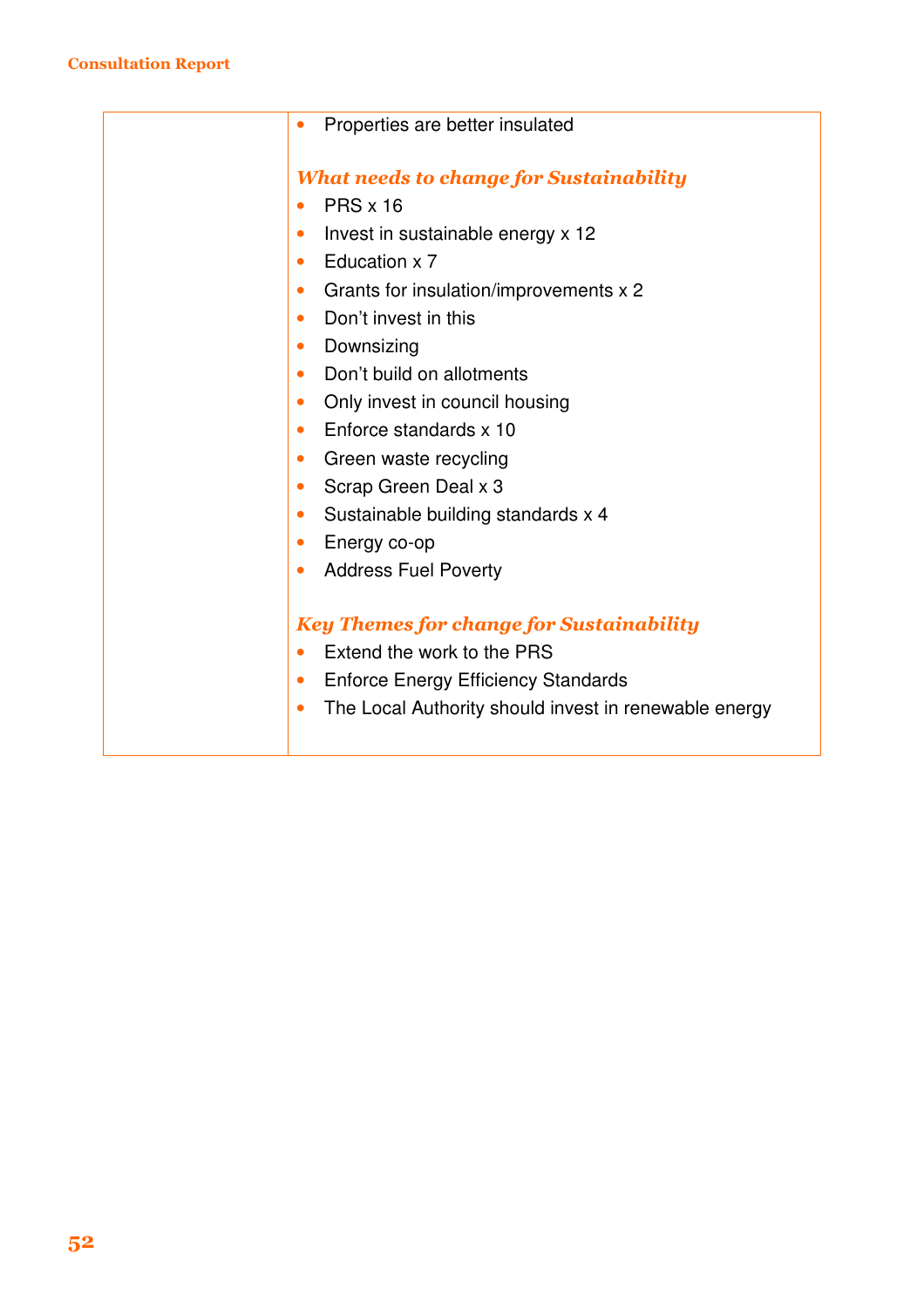| | • Properties are better insulated<br><br>***What needs to change for Sustainability***<br>• PRS x 16<br>• Invest in sustainable energy x 12<br>• Education x 7<br>• Grants for insulation/improvements x 2<br>• Don't invest in this<br>• Downsizing<br>• Don't build on allotments<br>• Only invest in council housing<br>• Enforce standards x 10<br>• Green waste recycling<br>• Scrap Green Deal x 3<br>• Sustainable building standards x 4<br>• Energy co-op<br>• Address Fuel Poverty<br><br>***Key Themes for change for Sustainability***<br>• Extend the work to the PRS<br>• Enforce Energy Efficiency Standards<br>• The Local Authority should invest in renewable energy |
|---|---|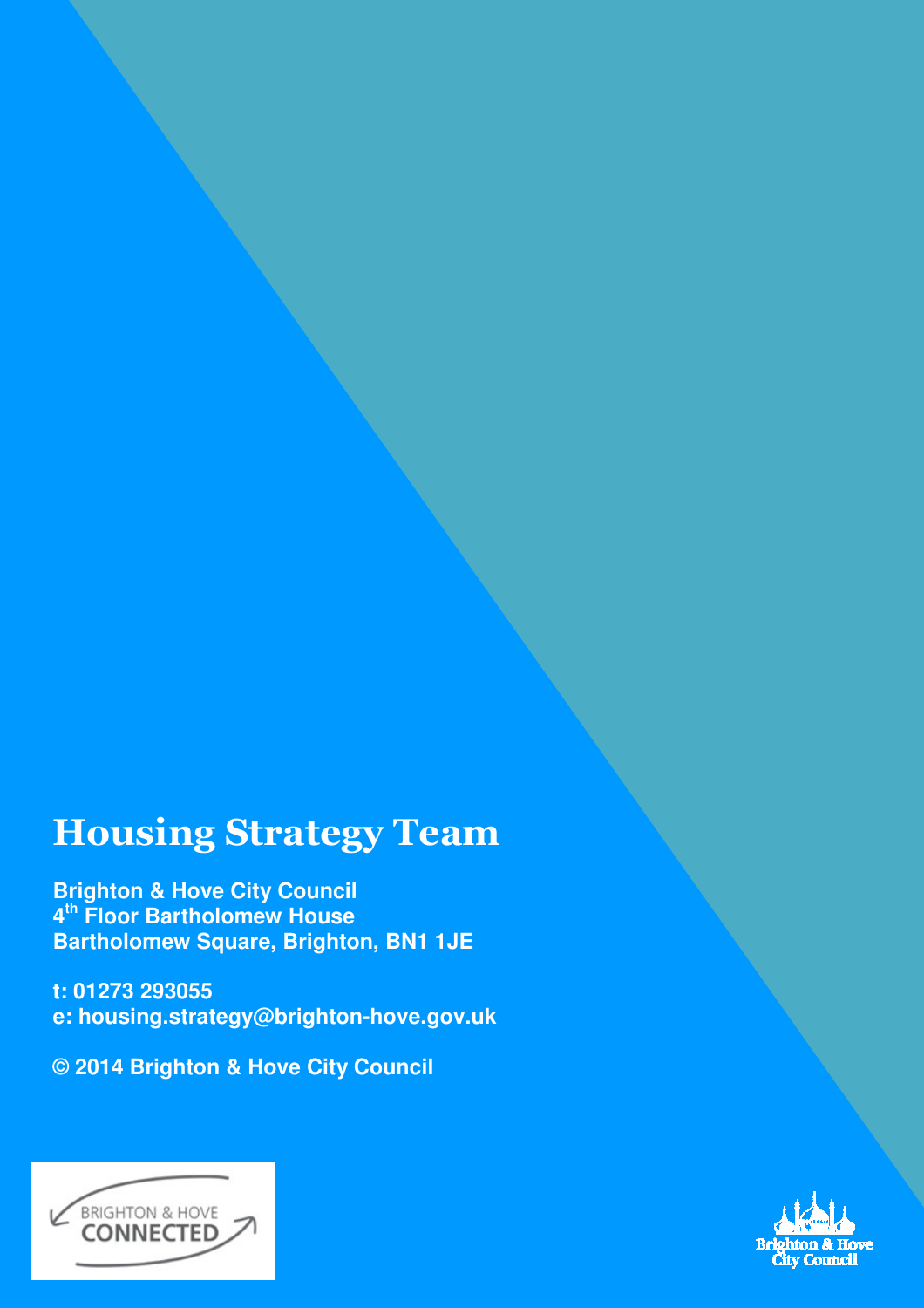# Housing Strategy Team

**Brighton & Hove City Council**
**4th Floor Bartholomew House**
**Bartholomew Square, Brighton, BN1 1JE**

**t: 01273 293055**
**e: housing.strategy@brighton-hove.gov.uk**

**© 2014 Brighton & Hove City Council**

BRIGHTON & HOVE CONNECTED

Brighton & Hove City Council